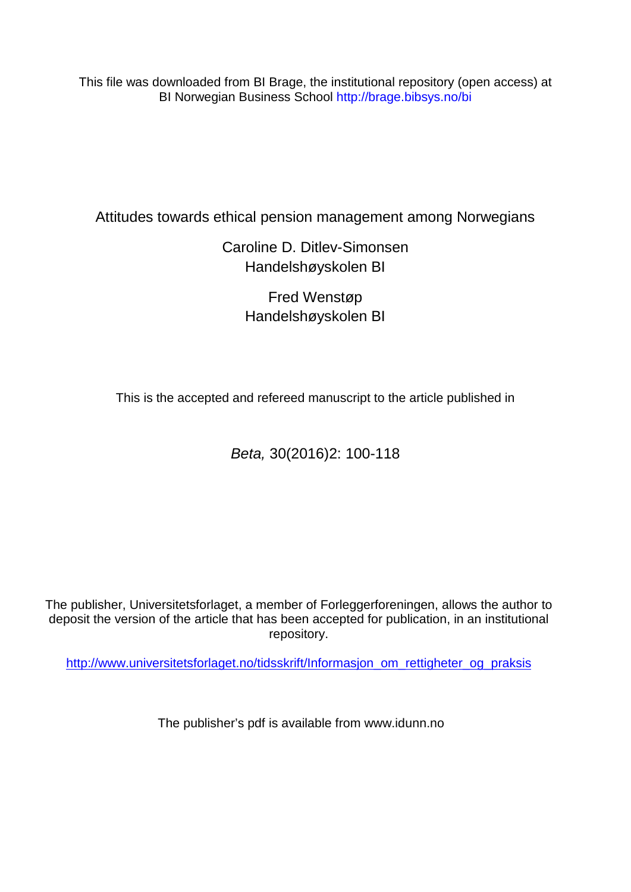This file was downloaded from BI Brage, the institutional repository (open access) at BI Norwegian Business School http://brage.bibsys.no/bi

# Attitudes towards ethical pension management among Norwegians

Caroline D. Ditlev-Simonsen
Handelshøyskolen BI

Fred Wenstøp
Handelshøyskolen BI

This is the accepted and refereed manuscript to the article published in

*Beta,* 30(2016)2: 100-118

The publisher, Universitetsforlaget, a member of Forleggerforeningen, allows the author to deposit the version of the article that has been accepted for publication, in an institutional repository.

http://www.universitetsforlaget.no/tidsskrift/Informasjon_om_rettigheter_og_praksis

The publisher's pdf is available from www.idunn.no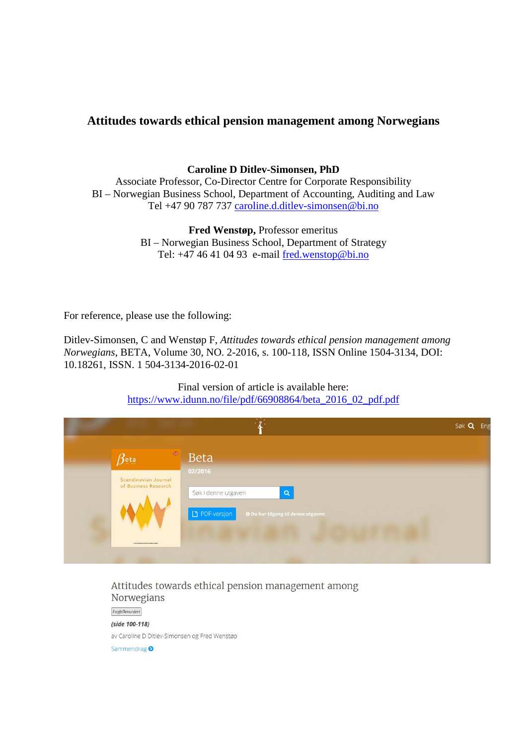# Attitudes towards ethical pension management among Norwegians

**Caroline D Ditlev-Simonsen, PhD**
Associate Professor, Co-Director Centre for Corporate Responsibility
BI – Norwegian Business School, Department of Accounting, Auditing and Law
Tel +47 90 787 737 caroline.d.ditlev-simonsen@bi.no

**Fred Wenstøp,** Professor emeritus
BI – Norwegian Business School, Department of Strategy
Tel: +47 46 41 04 93 e-mail fred.wenstop@bi.no

For reference, please use the following:

Ditlev-Simonsen, C and Wenstøp F, *Attitudes towards ethical pension management among Norwegians*, BETA, Volume 30, NO. 2-2016, s. 100-118, ISSN Online 1504-3134, DOI: 10.18261, ISSN. 1 504-3134-2016-02-01

Final version of article is available here:
https://www.idunn.no/file/pdf/66908864/beta_2016_02_pdf.pdf

Søk Eng

Beta

Scandinavian Journal of Business Research

Beta
02/2016

Søk i denne utgaven

PDF-versjon

Du har tilgang til denne utgaven

Attitudes towards ethical pension management among Norwegians

Fagfellevurdert

*(side 100-118)*

av Caroline D Ditlev-Simonsen og Fred Wenstøp

Sammendrag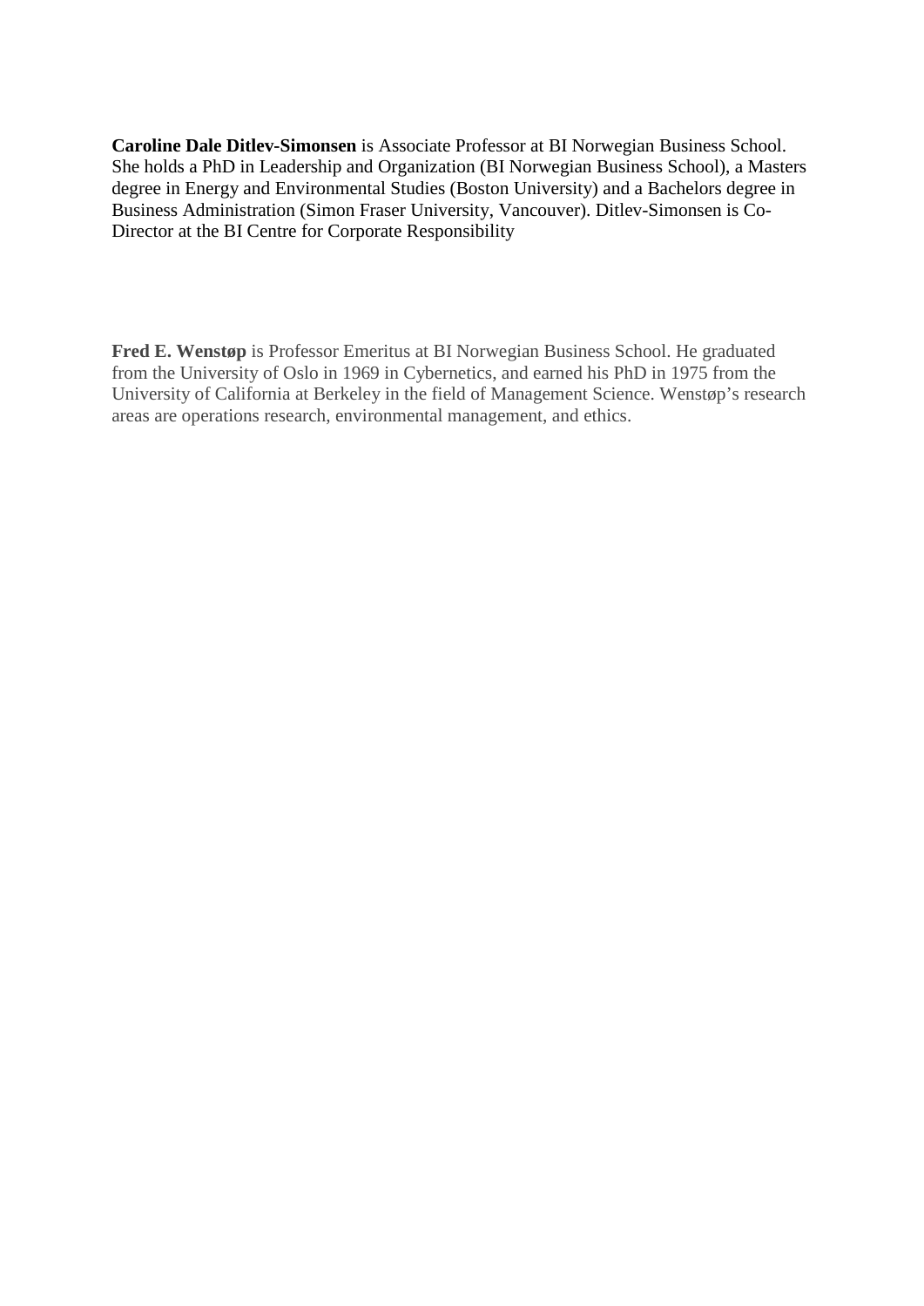**Caroline Dale Ditlev-Simonsen** is Associate Professor at BI Norwegian Business School. She holds a PhD in Leadership and Organization (BI Norwegian Business School), a Masters degree in Energy and Environmental Studies (Boston University) and a Bachelors degree in Business Administration (Simon Fraser University, Vancouver). Ditlev-Simonsen is Co-Director at the BI Centre for Corporate Responsibility

**Fred E. Wenstøp** is Professor Emeritus at BI Norwegian Business School. He graduated from the University of Oslo in 1969 in Cybernetics, and earned his PhD in 1975 from the University of California at Berkeley in the field of Management Science. Wenstøp's research areas are operations research, environmental management, and ethics.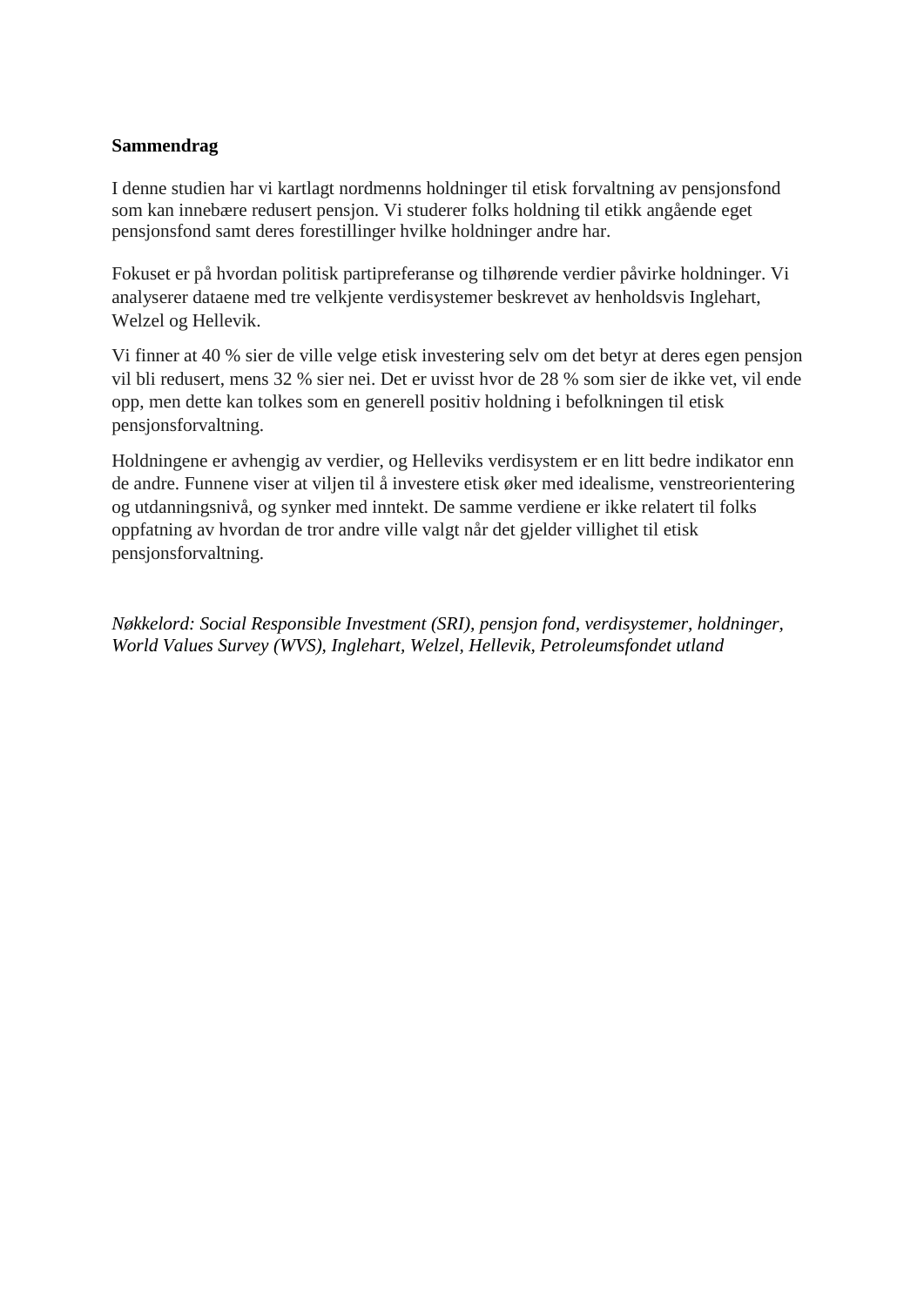**Sammendrag**

I denne studien har vi kartlagt nordmenns holdninger til etisk forvaltning av pensjonsfond som kan innebære redusert pensjon. Vi studerer folks holdning til etikk angående eget pensjonsfond samt deres forestillinger hvilke holdninger andre har.

Fokuset er på hvordan politisk partipreferanse og tilhørende verdier påvirke holdninger. Vi analyserer dataene med tre velkjente verdisystemer beskrevet av henholdsvis Inglehart, Welzel og Hellevik.

Vi finner at 40 % sier de ville velge etisk investering selv om det betyr at deres egen pensjon vil bli redusert, mens 32 % sier nei. Det er uvisst hvor de 28 % som sier de ikke vet, vil ende opp, men dette kan tolkes som en generell positiv holdning i befolkningen til etisk pensjonsforvaltning.

Holdningene er avhengig av verdier, og Helleviks verdisystem er en litt bedre indikator enn de andre. Funnene viser at viljen til å investere etisk øker med idealisme, venstreorientering og utdanningsnivå, og synker med inntekt. De samme verdiene er ikke relatert til folks oppfatning av hvordan de tror andre ville valgt når det gjelder villighet til etisk pensjonsforvaltning.

*Nøkkelord: Social Responsible Investment (SRI), pensjon fond, verdisystemer, holdninger, World Values Survey (WVS), Inglehart, Welzel, Hellevik, Petroleumsfondet utland*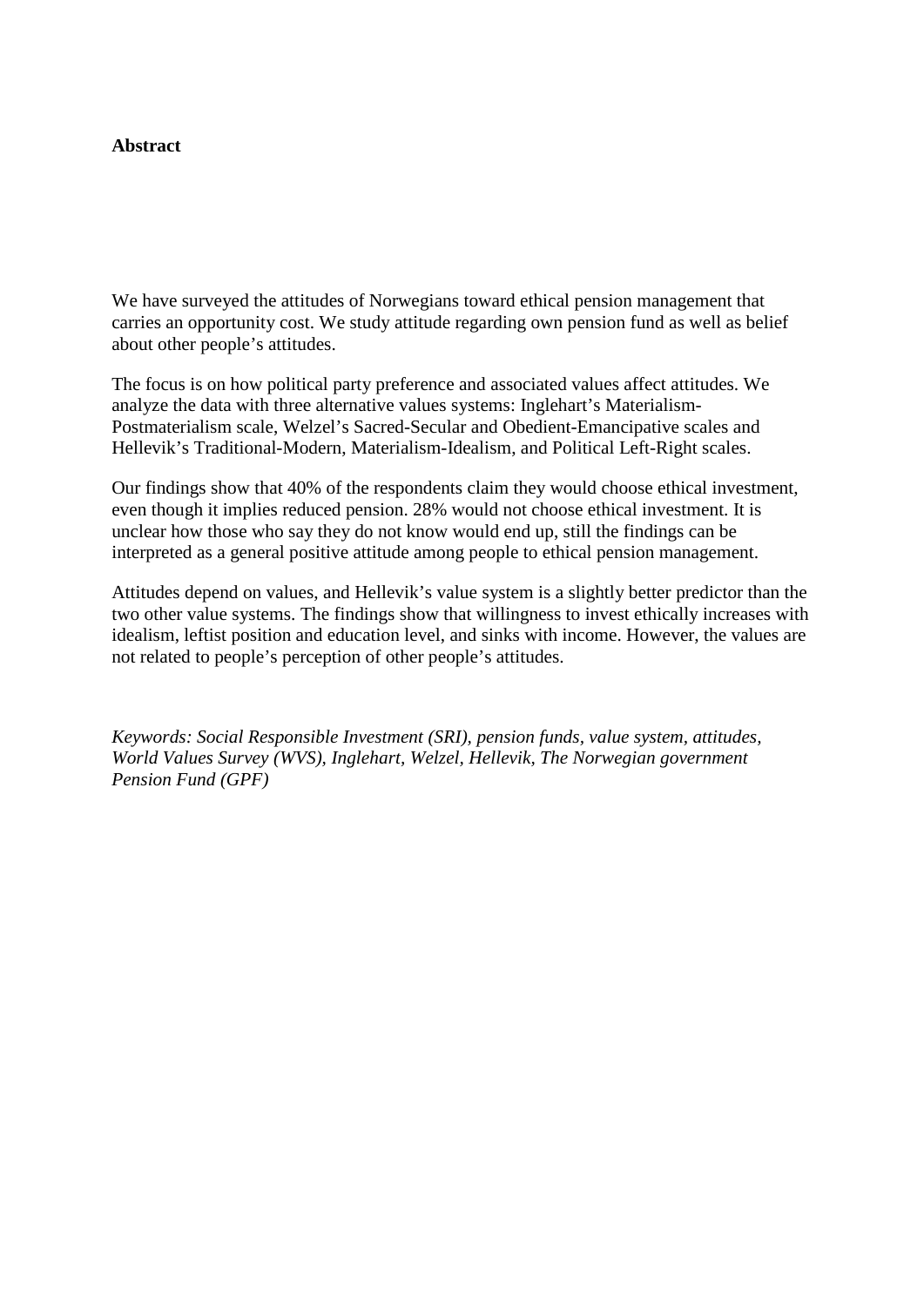**Abstract**

We have surveyed the attitudes of Norwegians toward ethical pension management that carries an opportunity cost. We study attitude regarding own pension fund as well as belief about other people's attitudes.

The focus is on how political party preference and associated values affect attitudes. We analyze the data with three alternative values systems: Inglehart's Materialism-Postmaterialism scale, Welzel's Sacred-Secular and Obedient-Emancipative scales and Hellevik's Traditional-Modern, Materialism-Idealism, and Political Left-Right scales.

Our findings show that 40% of the respondents claim they would choose ethical investment, even though it implies reduced pension. 28% would not choose ethical investment. It is unclear how those who say they do not know would end up, still the findings can be interpreted as a general positive attitude among people to ethical pension management.

Attitudes depend on values, and Hellevik's value system is a slightly better predictor than the two other value systems. The findings show that willingness to invest ethically increases with idealism, leftist position and education level, and sinks with income. However, the values are not related to people's perception of other people's attitudes.

*Keywords: Social Responsible Investment (SRI), pension funds, value system, attitudes, World Values Survey (WVS), Inglehart, Welzel, Hellevik, The Norwegian government Pension Fund (GPF)*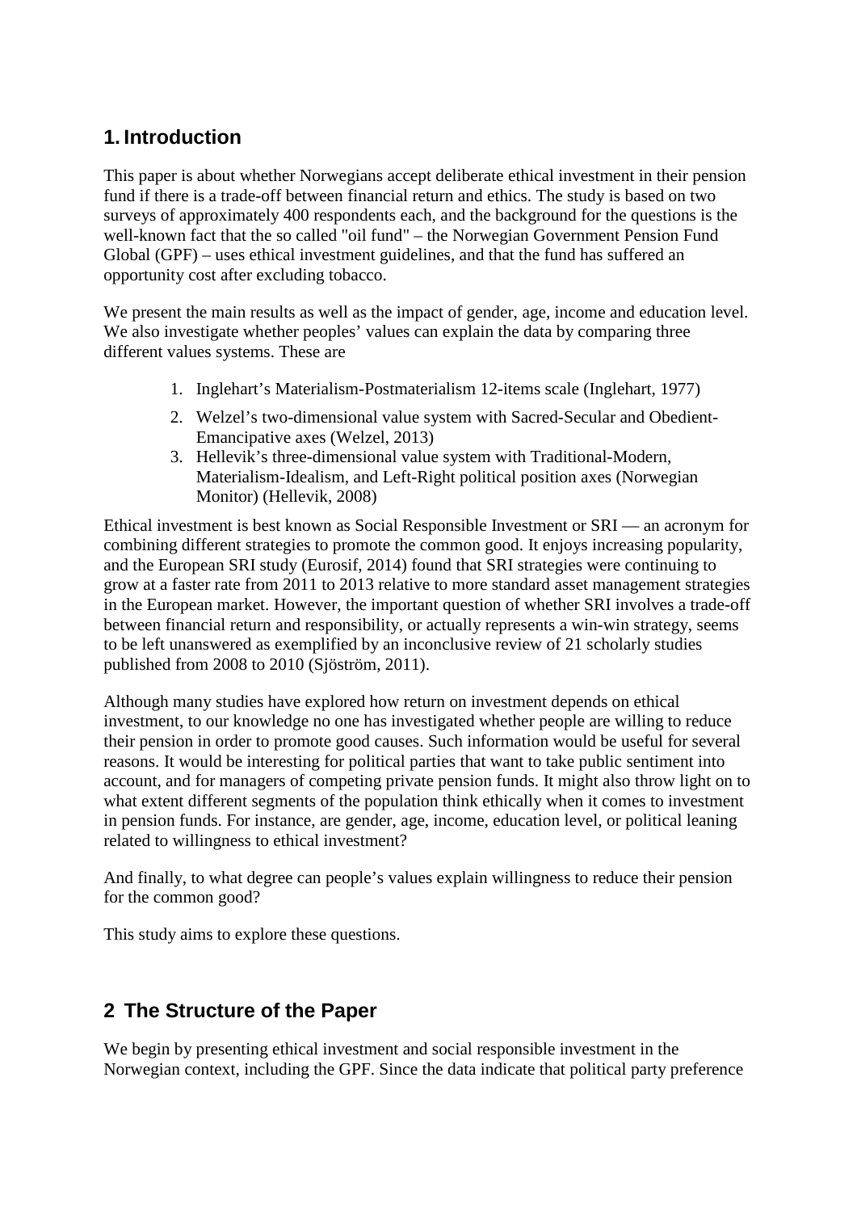## 1. Introduction

This paper is about whether Norwegians accept deliberate ethical investment in their pension fund if there is a trade-off between financial return and ethics. The study is based on two surveys of approximately 400 respondents each, and the background for the questions is the well-known fact that the so called "oil fund" – the Norwegian Government Pension Fund Global (GPF) – uses ethical investment guidelines, and that the fund has suffered an opportunity cost after excluding tobacco.

We present the main results as well as the impact of gender, age, income and education level. We also investigate whether peoples' values can explain the data by comparing three different values systems. These are

1. Inglehart's Materialism-Postmaterialism 12-items scale (Inglehart, 1977)
2. Welzel's two-dimensional value system with Sacred-Secular and Obedient-Emancipative axes (Welzel, 2013)
3. Hellevik's three-dimensional value system with Traditional-Modern, Materialism-Idealism, and Left-Right political position axes (Norwegian Monitor) (Hellevik, 2008)

Ethical investment is best known as Social Responsible Investment or SRI — an acronym for combining different strategies to promote the common good. It enjoys increasing popularity, and the European SRI study (Eurosif, 2014) found that SRI strategies were continuing to grow at a faster rate from 2011 to 2013 relative to more standard asset management strategies in the European market. However, the important question of whether SRI involves a trade-off between financial return and responsibility, or actually represents a win-win strategy, seems to be left unanswered as exemplified by an inconclusive review of 21 scholarly studies published from 2008 to 2010 (Sjöström, 2011).

Although many studies have explored how return on investment depends on ethical investment, to our knowledge no one has investigated whether people are willing to reduce their pension in order to promote good causes. Such information would be useful for several reasons. It would be interesting for political parties that want to take public sentiment into account, and for managers of competing private pension funds. It might also throw light on to what extent different segments of the population think ethically when it comes to investment in pension funds. For instance, are gender, age, income, education level, or political leaning related to willingness to ethical investment?

And finally, to what degree can people's values explain willingness to reduce their pension for the common good?

This study aims to explore these questions.

## 2 The Structure of the Paper

We begin by presenting ethical investment and social responsible investment in the Norwegian context, including the GPF. Since the data indicate that political party preference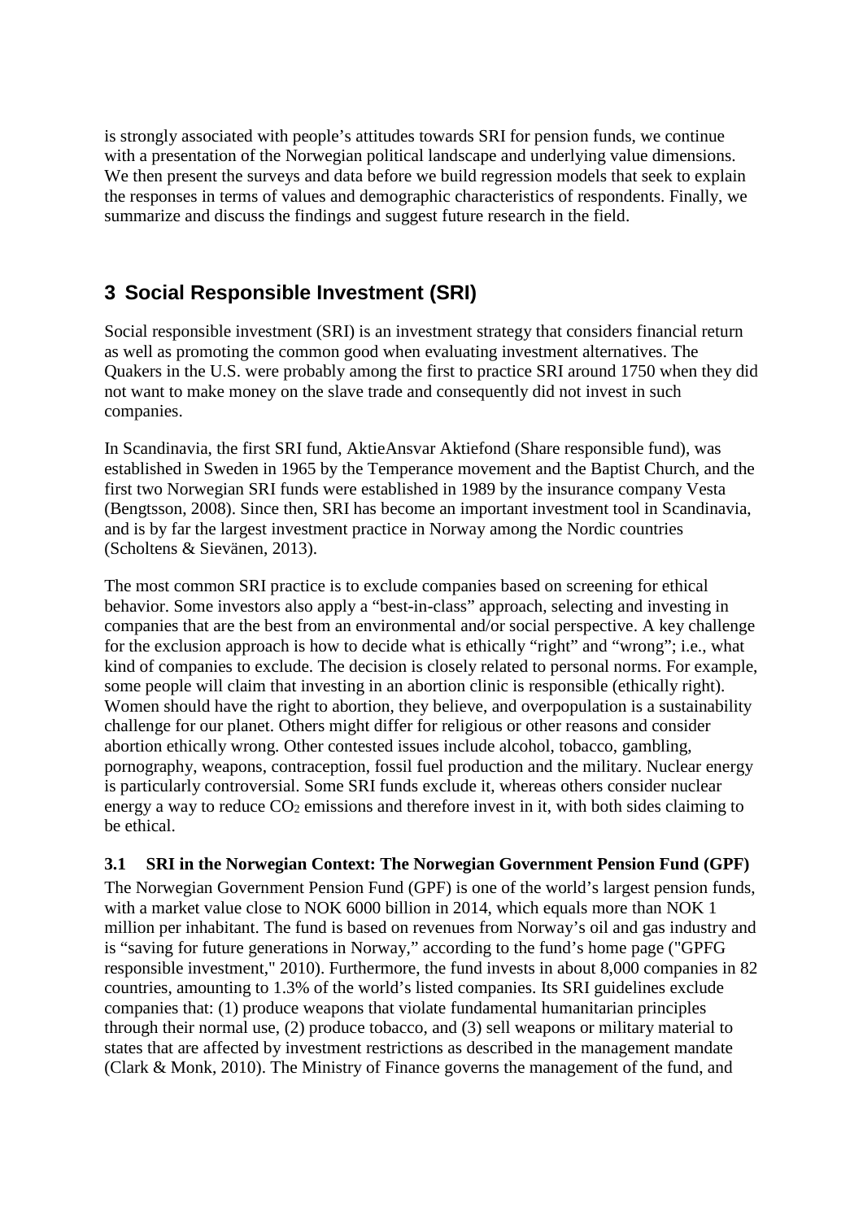is strongly associated with people's attitudes towards SRI for pension funds, we continue with a presentation of the Norwegian political landscape and underlying value dimensions. We then present the surveys and data before we build regression models that seek to explain the responses in terms of values and demographic characteristics of respondents. Finally, we summarize and discuss the findings and suggest future research in the field.

# 3 Social Responsible Investment (SRI)

Social responsible investment (SRI) is an investment strategy that considers financial return as well as promoting the common good when evaluating investment alternatives. The Quakers in the U.S. were probably among the first to practice SRI around 1750 when they did not want to make money on the slave trade and consequently did not invest in such companies.

In Scandinavia, the first SRI fund, AktieAnsvar Aktiefond (Share responsible fund), was established in Sweden in 1965 by the Temperance movement and the Baptist Church, and the first two Norwegian SRI funds were established in 1989 by the insurance company Vesta (Bengtsson, 2008). Since then, SRI has become an important investment tool in Scandinavia, and is by far the largest investment practice in Norway among the Nordic countries (Scholtens & Sievänen, 2013).

The most common SRI practice is to exclude companies based on screening for ethical behavior. Some investors also apply a "best-in-class" approach, selecting and investing in companies that are the best from an environmental and/or social perspective. A key challenge for the exclusion approach is how to decide what is ethically "right" and "wrong"; i.e., what kind of companies to exclude. The decision is closely related to personal norms. For example, some people will claim that investing in an abortion clinic is responsible (ethically right). Women should have the right to abortion, they believe, and overpopulation is a sustainability challenge for our planet. Others might differ for religious or other reasons and consider abortion ethically wrong. Other contested issues include alcohol, tobacco, gambling, pornography, weapons, contraception, fossil fuel production and the military. Nuclear energy is particularly controversial. Some SRI funds exclude it, whereas others consider nuclear energy a way to reduce $CO_2$ emissions and therefore invest in it, with both sides claiming to be ethical.

## 3.1 SRI in the Norwegian Context: The Norwegian Government Pension Fund (GPF)

The Norwegian Government Pension Fund (GPF) is one of the world's largest pension funds, with a market value close to NOK 6000 billion in 2014, which equals more than NOK 1 million per inhabitant. The fund is based on revenues from Norway's oil and gas industry and is "saving for future generations in Norway," according to the fund's home page ("GPFG responsible investment," 2010). Furthermore, the fund invests in about 8,000 companies in 82 countries, amounting to 1.3% of the world's listed companies. Its SRI guidelines exclude companies that: (1) produce weapons that violate fundamental humanitarian principles through their normal use, (2) produce tobacco, and (3) sell weapons or military material to states that are affected by investment restrictions as described in the management mandate (Clark & Monk, 2010). The Ministry of Finance governs the management of the fund, and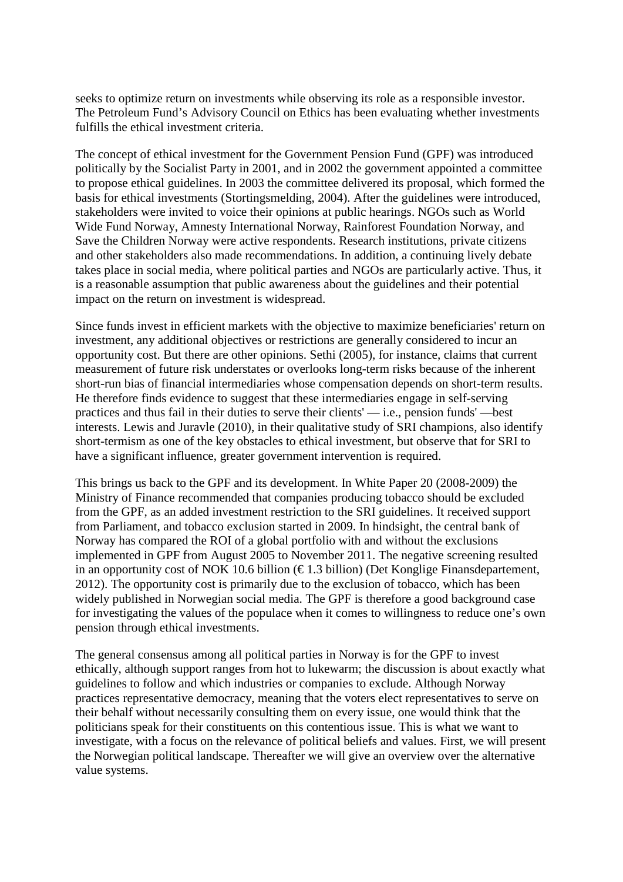seeks to optimize return on investments while observing its role as a responsible investor. The Petroleum Fund's Advisory Council on Ethics has been evaluating whether investments fulfills the ethical investment criteria.

The concept of ethical investment for the Government Pension Fund (GPF) was introduced politically by the Socialist Party in 2001, and in 2002 the government appointed a committee to propose ethical guidelines. In 2003 the committee delivered its proposal, which formed the basis for ethical investments (Stortingsmelding, 2004). After the guidelines were introduced, stakeholders were invited to voice their opinions at public hearings. NGOs such as World Wide Fund Norway, Amnesty International Norway, Rainforest Foundation Norway, and Save the Children Norway were active respondents. Research institutions, private citizens and other stakeholders also made recommendations. In addition, a continuing lively debate takes place in social media, where political parties and NGOs are particularly active. Thus, it is a reasonable assumption that public awareness about the guidelines and their potential impact on the return on investment is widespread.

Since funds invest in efficient markets with the objective to maximize beneficiaries' return on investment, any additional objectives or restrictions are generally considered to incur an opportunity cost. But there are other opinions. Sethi (2005), for instance, claims that current measurement of future risk understates or overlooks long-term risks because of the inherent short-run bias of financial intermediaries whose compensation depends on short-term results. He therefore finds evidence to suggest that these intermediaries engage in self-serving practices and thus fail in their duties to serve their clients' — i.e., pension funds' —best interests. Lewis and Juravle (2010), in their qualitative study of SRI champions, also identify short-termism as one of the key obstacles to ethical investment, but observe that for SRI to have a significant influence, greater government intervention is required.

This brings us back to the GPF and its development. In White Paper 20 (2008-2009) the Ministry of Finance recommended that companies producing tobacco should be excluded from the GPF, as an added investment restriction to the SRI guidelines. It received support from Parliament, and tobacco exclusion started in 2009. In hindsight, the central bank of Norway has compared the ROI of a global portfolio with and without the exclusions implemented in GPF from August 2005 to November 2011. The negative screening resulted in an opportunity cost of NOK 10.6 billion (€ 1.3 billion) (Det Konglige Finansdepartement, 2012). The opportunity cost is primarily due to the exclusion of tobacco, which has been widely published in Norwegian social media. The GPF is therefore a good background case for investigating the values of the populace when it comes to willingness to reduce one's own pension through ethical investments.

The general consensus among all political parties in Norway is for the GPF to invest ethically, although support ranges from hot to lukewarm; the discussion is about exactly what guidelines to follow and which industries or companies to exclude. Although Norway practices representative democracy, meaning that the voters elect representatives to serve on their behalf without necessarily consulting them on every issue, one would think that the politicians speak for their constituents on this contentious issue. This is what we want to investigate, with a focus on the relevance of political beliefs and values. First, we will present the Norwegian political landscape. Thereafter we will give an overview over the alternative value systems.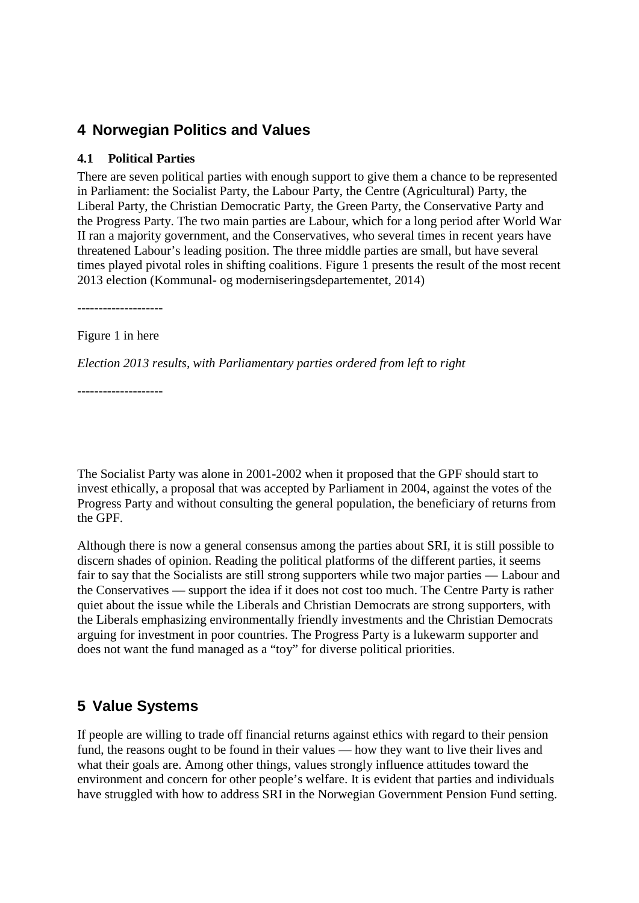# 4 Norwegian Politics and Values

### 4.1 Political Parties

There are seven political parties with enough support to give them a chance to be represented in Parliament: the Socialist Party, the Labour Party, the Centre (Agricultural) Party, the Liberal Party, the Christian Democratic Party, the Green Party, the Conservative Party and the Progress Party. The two main parties are Labour, which for a long period after World War II ran a majority government, and the Conservatives, who several times in recent years have threatened Labour's leading position. The three middle parties are small, but have several times played pivotal roles in shifting coalitions. Figure 1 presents the result of the most recent 2013 election (Kommunal- og moderniseringsdepartementet, 2014)

--------------------

Figure 1 in here

*Election 2013 results, with Parliamentary parties ordered from left to right*

--------------------

The Socialist Party was alone in 2001-2002 when it proposed that the GPF should start to invest ethically, a proposal that was accepted by Parliament in 2004, against the votes of the Progress Party and without consulting the general population, the beneficiary of returns from the GPF.

Although there is now a general consensus among the parties about SRI, it is still possible to discern shades of opinion. Reading the political platforms of the different parties, it seems fair to say that the Socialists are still strong supporters while two major parties — Labour and the Conservatives — support the idea if it does not cost too much. The Centre Party is rather quiet about the issue while the Liberals and Christian Democrats are strong supporters, with the Liberals emphasizing environmentally friendly investments and the Christian Democrats arguing for investment in poor countries. The Progress Party is a lukewarm supporter and does not want the fund managed as a "toy" for diverse political priorities.

# 5 Value Systems

If people are willing to trade off financial returns against ethics with regard to their pension fund, the reasons ought to be found in their values — how they want to live their lives and what their goals are. Among other things, values strongly influence attitudes toward the environment and concern for other people's welfare. It is evident that parties and individuals have struggled with how to address SRI in the Norwegian Government Pension Fund setting.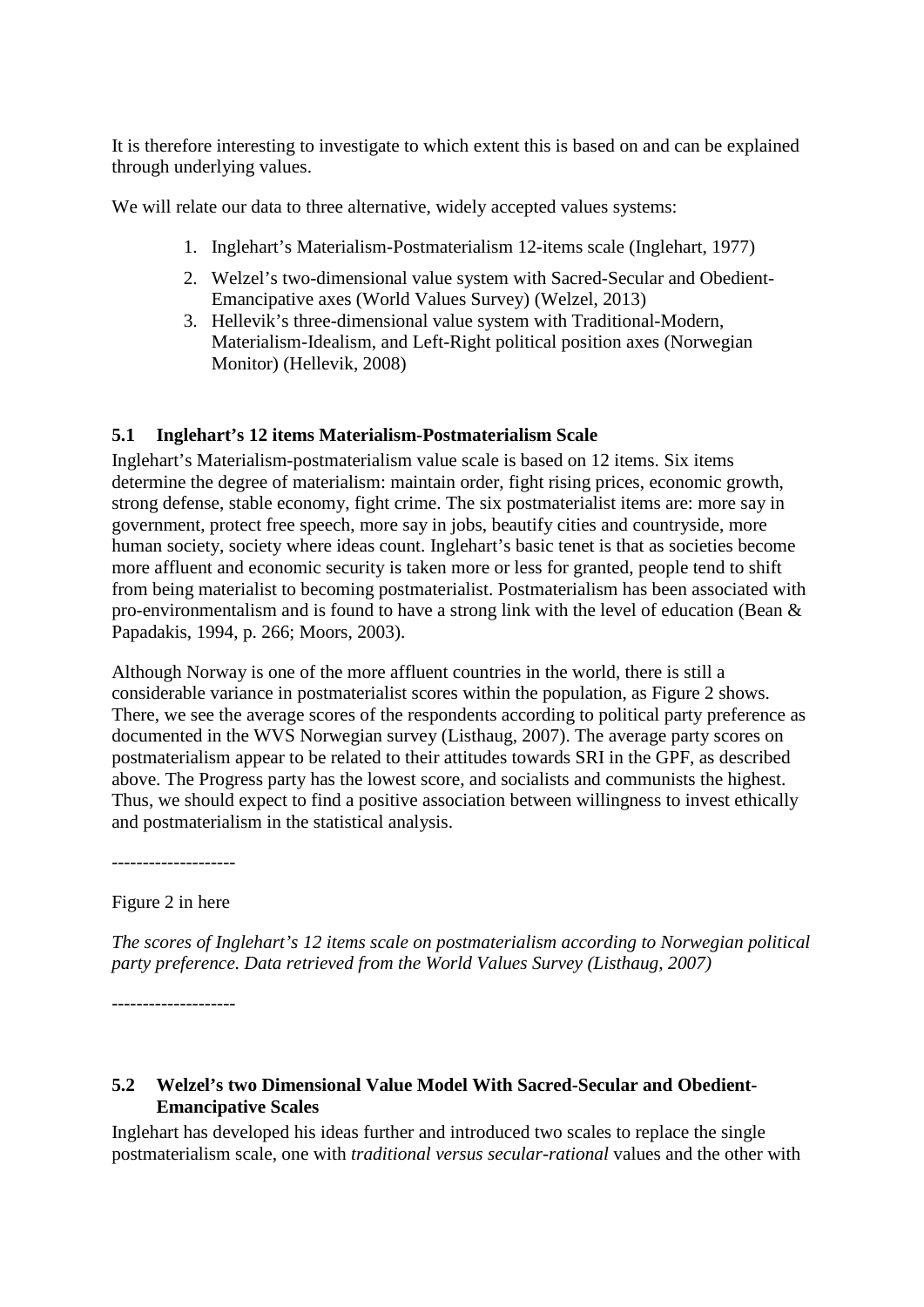It is therefore interesting to investigate to which extent this is based on and can be explained through underlying values.

We will relate our data to three alternative, widely accepted values systems:

1. Inglehart's Materialism-Postmaterialism 12-items scale (Inglehart, 1977)
2. Welzel's two-dimensional value system with Sacred-Secular and Obedient-Emancipative axes (World Values Survey) (Welzel, 2013)
3. Hellevik's three-dimensional value system with Traditional-Modern, Materialism-Idealism, and Left-Right political position axes (Norwegian Monitor) (Hellevik, 2008)

## 5.1 Inglehart's 12 items Materialism-Postmaterialism Scale

Inglehart's Materialism-postmaterialism value scale is based on 12 items. Six items determine the degree of materialism: maintain order, fight rising prices, economic growth, strong defense, stable economy, fight crime. The six postmaterialist items are: more say in government, protect free speech, more say in jobs, beautify cities and countryside, more human society, society where ideas count. Inglehart's basic tenet is that as societies become more affluent and economic security is taken more or less for granted, people tend to shift from being materialist to becoming postmaterialist. Postmaterialism has been associated with pro-environmentalism and is found to have a strong link with the level of education (Bean & Papadakis, 1994, p. 266; Moors, 2003).

Although Norway is one of the more affluent countries in the world, there is still a considerable variance in postmaterialist scores within the population, as Figure 2 shows. There, we see the average scores of the respondents according to political party preference as documented in the WVS Norwegian survey (Listhaug, 2007). The average party scores on postmaterialism appear to be related to their attitudes towards SRI in the GPF, as described above. The Progress party has the lowest score, and socialists and communists the highest. Thus, we should expect to find a positive association between willingness to invest ethically and postmaterialism in the statistical analysis.

--------------------

Figure 2 in here

*The scores of Inglehart's 12 items scale on postmaterialism according to Norwegian political party preference. Data retrieved from the World Values Survey (Listhaug, 2007)*

--------------------

## 5.2 Welzel's two Dimensional Value Model With Sacred-Secular and Obedient-Emancipative Scales

Inglehart has developed his ideas further and introduced two scales to replace the single postmaterialism scale, one with *traditional versus secular-rational* values and the other with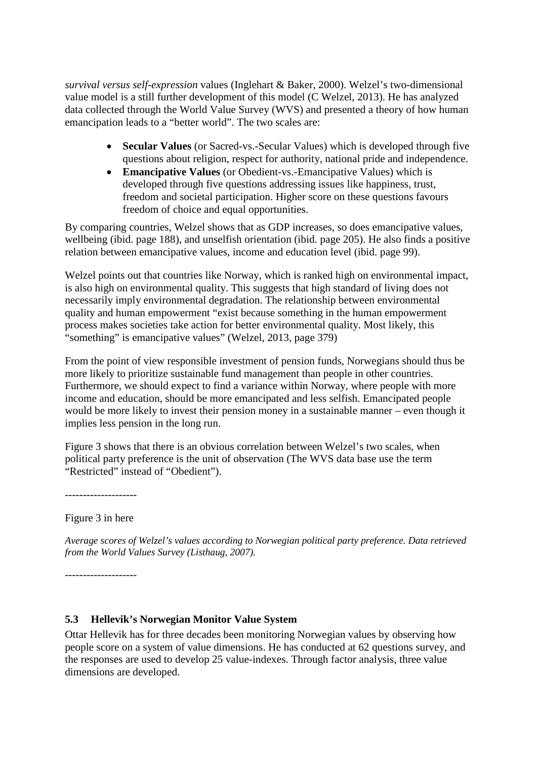*survival versus self-expression* values (Inglehart & Baker, 2000). Welzel's two-dimensional value model is a still further development of this model (C Welzel, 2013). He has analyzed data collected through the World Value Survey (WVS) and presented a theory of how human emancipation leads to a "better world". The two scales are:

- **Secular Values** (or Sacred-vs.-Secular Values) which is developed through five questions about religion, respect for authority, national pride and independence.
- **Emancipative Values** (or Obedient-vs.-Emancipative Values) which is developed through five questions addressing issues like happiness, trust, freedom and societal participation. Higher score on these questions favours freedom of choice and equal opportunities.

By comparing countries, Welzel shows that as GDP increases, so does emancipative values, wellbeing (ibid. page 188), and unselfish orientation (ibid. page 205). He also finds a positive relation between emancipative values, income and education level (ibid. page 99).

Welzel points out that countries like Norway, which is ranked high on environmental impact, is also high on environmental quality. This suggests that high standard of living does not necessarily imply environmental degradation. The relationship between environmental quality and human empowerment "exist because something in the human empowerment process makes societies take action for better environmental quality. Most likely, this "something" is emancipative values" (Welzel, 2013, page 379)

From the point of view responsible investment of pension funds, Norwegians should thus be more likely to prioritize sustainable fund management than people in other countries. Furthermore, we should expect to find a variance within Norway, where people with more income and education, should be more emancipated and less selfish. Emancipated people would be more likely to invest their pension money in a sustainable manner – even though it implies less pension in the long run.

Figure 3 shows that there is an obvious correlation between Welzel's two scales, when political party preference is the unit of observation (The WVS data base use the term "Restricted" instead of "Obedient").

--------------------

Figure 3 in here

*Average scores of Welzel's values according to Norwegian political party preference. Data retrieved from the World Values Survey (Listhaug, 2007).*

--------------------

## 5.3 Hellevik's Norwegian Monitor Value System

Ottar Hellevik has for three decades been monitoring Norwegian values by observing how people score on a system of value dimensions. He has conducted at 62 questions survey, and the responses are used to develop 25 value-indexes. Through factor analysis, three value dimensions are developed.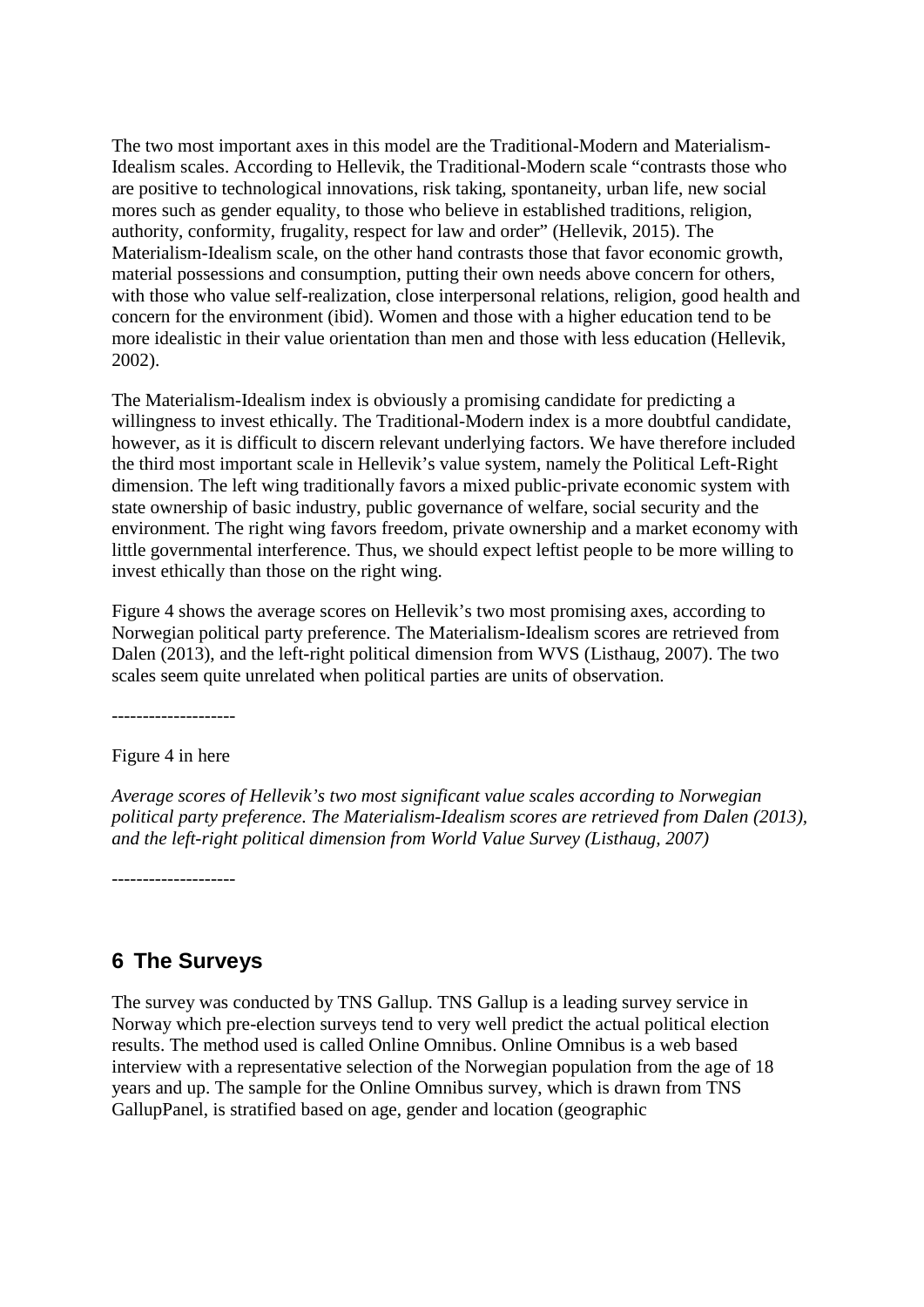The two most important axes in this model are the Traditional-Modern and Materialism-Idealism scales. According to Hellevik, the Traditional-Modern scale "contrasts those who are positive to technological innovations, risk taking, spontaneity, urban life, new social mores such as gender equality, to those who believe in established traditions, religion, authority, conformity, frugality, respect for law and order" (Hellevik, 2015). The Materialism-Idealism scale, on the other hand contrasts those that favor economic growth, material possessions and consumption, putting their own needs above concern for others, with those who value self-realization, close interpersonal relations, religion, good health and concern for the environment (ibid). Women and those with a higher education tend to be more idealistic in their value orientation than men and those with less education (Hellevik, 2002).

The Materialism-Idealism index is obviously a promising candidate for predicting a willingness to invest ethically. The Traditional-Modern index is a more doubtful candidate, however, as it is difficult to discern relevant underlying factors. We have therefore included the third most important scale in Hellevik's value system, namely the Political Left-Right dimension. The left wing traditionally favors a mixed public-private economic system with state ownership of basic industry, public governance of welfare, social security and the environment. The right wing favors freedom, private ownership and a market economy with little governmental interference. Thus, we should expect leftist people to be more willing to invest ethically than those on the right wing.

Figure 4 shows the average scores on Hellevik's two most promising axes, according to Norwegian political party preference. The Materialism-Idealism scores are retrieved from Dalen (2013), and the left-right political dimension from WVS (Listhaug, 2007). The two scales seem quite unrelated when political parties are units of observation.

--------------------

Figure 4 in here

*Average scores of Hellevik's two most significant value scales according to Norwegian political party preference. The Materialism-Idealism scores are retrieved from Dalen (2013), and the left-right political dimension from World Value Survey (Listhaug, 2007)*

--------------------

## 6 The Surveys

The survey was conducted by TNS Gallup. TNS Gallup is a leading survey service in Norway which pre-election surveys tend to very well predict the actual political election results. The method used is called Online Omnibus. Online Omnibus is a web based interview with a representative selection of the Norwegian population from the age of 18 years and up. The sample for the Online Omnibus survey, which is drawn from TNS GallupPanel, is stratified based on age, gender and location (geographic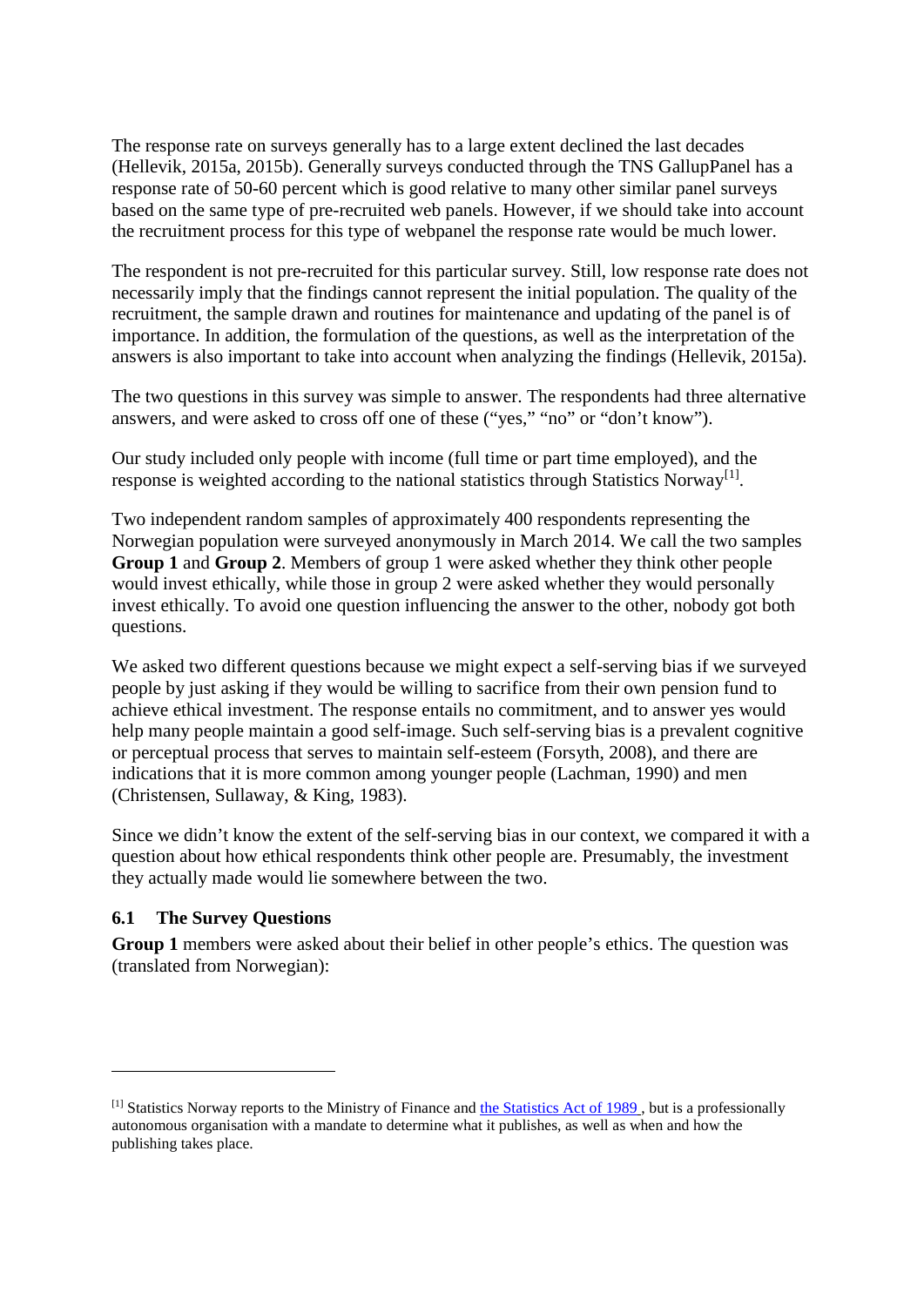The response rate on surveys generally has to a large extent declined the last decades (Hellevik, 2015a, 2015b). Generally surveys conducted through the TNS GallupPanel has a response rate of 50-60 percent which is good relative to many other similar panel surveys based on the same type of pre-recruited web panels. However, if we should take into account the recruitment process for this type of webpanel the response rate would be much lower.

The respondent is not pre-recruited for this particular survey. Still, low response rate does not necessarily imply that the findings cannot represent the initial population. The quality of the recruitment, the sample drawn and routines for maintenance and updating of the panel is of importance. In addition, the formulation of the questions, as well as the interpretation of the answers is also important to take into account when analyzing the findings (Hellevik, 2015a).

The two questions in this survey was simple to answer. The respondents had three alternative answers, and were asked to cross off one of these ("yes," "no" or "don't know").

Our study included only people with income (full time or part time employed), and the response is weighted according to the national statistics through Statistics Norway[1].

Two independent random samples of approximately 400 respondents representing the Norwegian population were surveyed anonymously in March 2014. We call the two samples **Group 1** and **Group 2**. Members of group 1 were asked whether they think other people would invest ethically, while those in group 2 were asked whether they would personally invest ethically. To avoid one question influencing the answer to the other, nobody got both questions.

We asked two different questions because we might expect a self-serving bias if we surveyed people by just asking if they would be willing to sacrifice from their own pension fund to achieve ethical investment. The response entails no commitment, and to answer yes would help many people maintain a good self-image. Such self-serving bias is a prevalent cognitive or perceptual process that serves to maintain self-esteem (Forsyth, 2008), and there are indications that it is more common among younger people (Lachman, 1990) and men (Christensen, Sullaway, & King, 1983).

Since we didn't know the extent of the self-serving bias in our context, we compared it with a question about how ethical respondents think other people are. Presumably, the investment they actually made would lie somewhere between the two.

### 6.1 The Survey Questions

**Group 1** members were asked about their belief in other people's ethics. The question was (translated from Norwegian):

---

[1] Statistics Norway reports to the Ministry of Finance and the Statistics Act of 1989 , but is a professionally autonomous organisation with a mandate to determine what it publishes, as well as when and how the publishing takes place.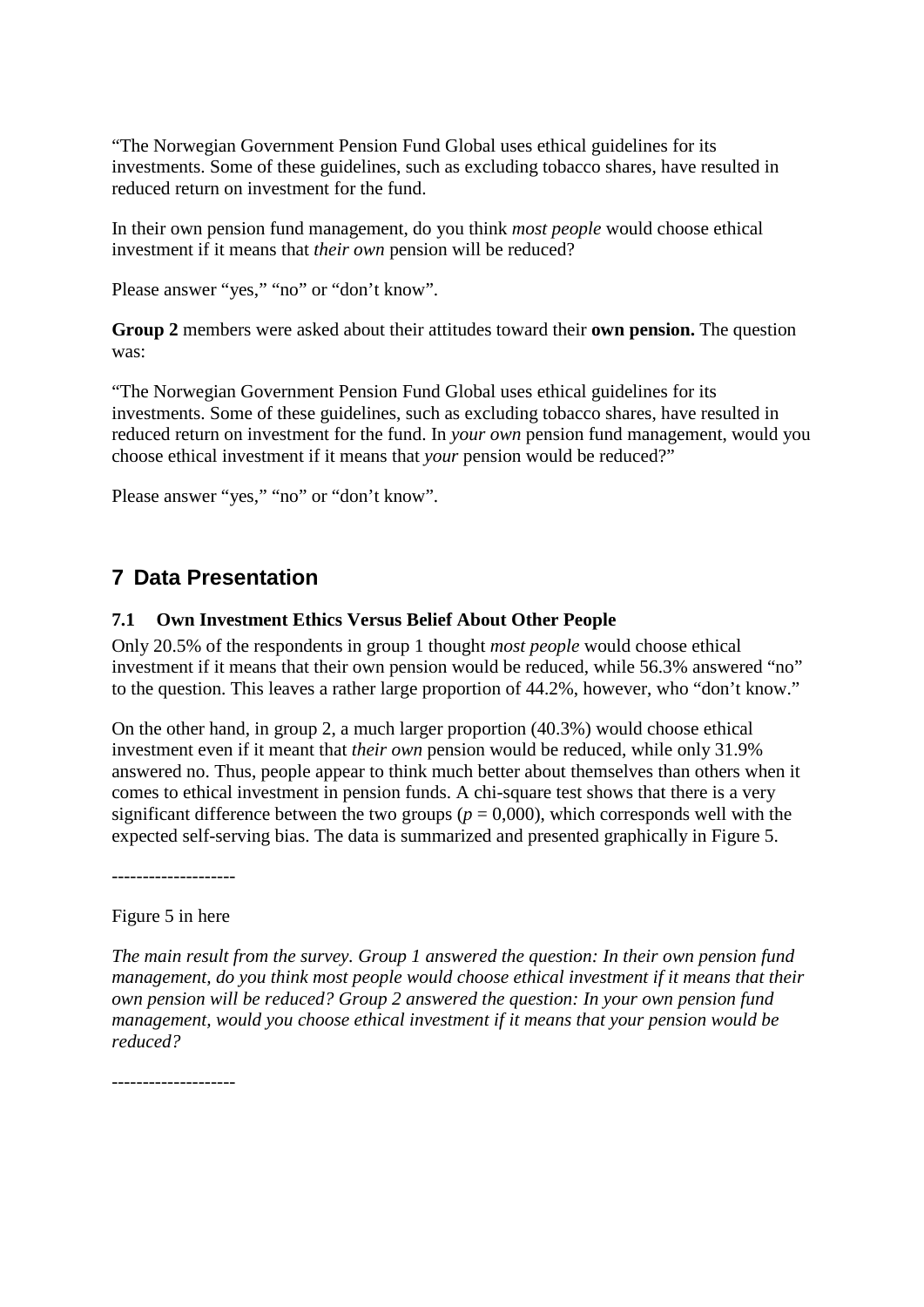“The Norwegian Government Pension Fund Global uses ethical guidelines for its investments. Some of these guidelines, such as excluding tobacco shares, have resulted in reduced return on investment for the fund.

In their own pension fund management, do you think *most people* would choose ethical investment if it means that *their own* pension will be reduced?

Please answer “yes,” “no” or “don’t know”.

**Group 2** members were asked about their attitudes toward their **own pension.** The question was:

“The Norwegian Government Pension Fund Global uses ethical guidelines for its investments. Some of these guidelines, such as excluding tobacco shares, have resulted in reduced return on investment for the fund. In *your own* pension fund management, would you choose ethical investment if it means that *your* pension would be reduced?”

Please answer “yes,” “no” or “don’t know”.

## 7 Data Presentation

### 7.1 Own Investment Ethics Versus Belief About Other People

Only 20.5% of the respondents in group 1 thought *most people* would choose ethical investment if it means that their own pension would be reduced, while 56.3% answered “no” to the question. This leaves a rather large proportion of 44.2%, however, who “don’t know.”

On the other hand, in group 2, a much larger proportion (40.3%) would choose ethical investment even if it meant that *their own* pension would be reduced, while only 31.9% answered no. Thus, people appear to think much better about themselves than others when it comes to ethical investment in pension funds. A chi-square test shows that there is a very significant difference between the two groups ($p$ = 0,000), which corresponds well with the expected self-serving bias. The data is summarized and presented graphically in Figure 5.

--------------------

Figure 5 in here

*The main result from the survey. Group 1 answered the question: In their own pension fund management, do you think most people would choose ethical investment if it means that their own pension will be reduced? Group 2 answered the question: In your own pension fund management, would you choose ethical investment if it means that your pension would be reduced?*

--------------------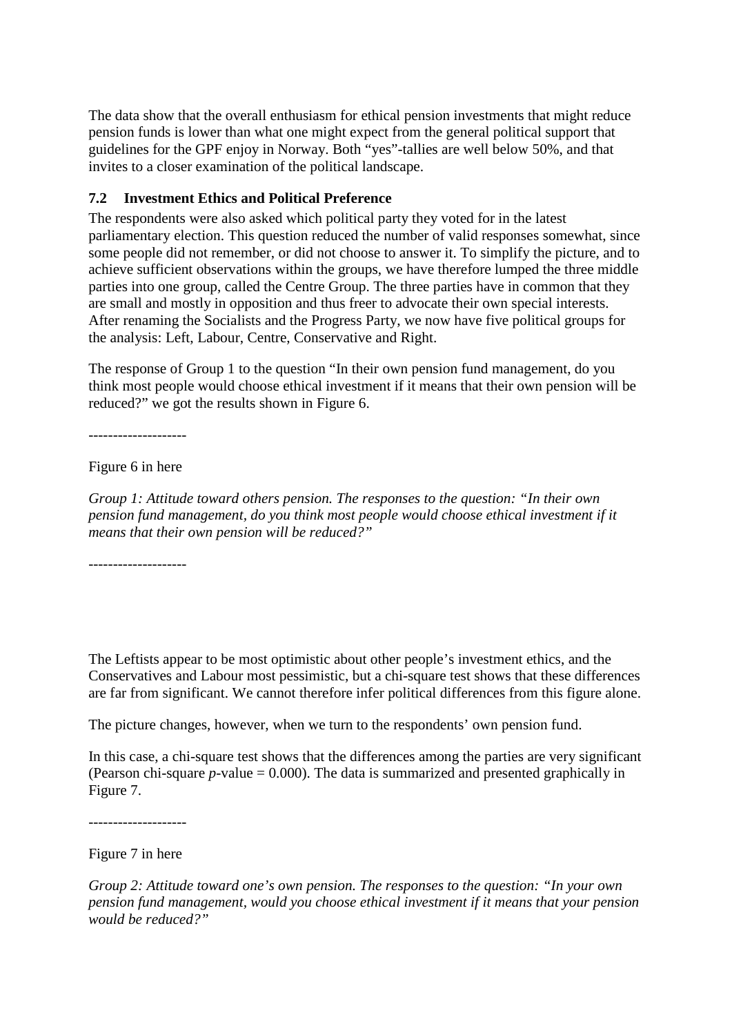The data show that the overall enthusiasm for ethical pension investments that might reduce pension funds is lower than what one might expect from the general political support that guidelines for the GPF enjoy in Norway. Both "yes"-tallies are well below 50%, and that invites to a closer examination of the political landscape.

### 7.2 Investment Ethics and Political Preference

The respondents were also asked which political party they voted for in the latest parliamentary election. This question reduced the number of valid responses somewhat, since some people did not remember, or did not choose to answer it. To simplify the picture, and to achieve sufficient observations within the groups, we have therefore lumped the three middle parties into one group, called the Centre Group. The three parties have in common that they are small and mostly in opposition and thus freer to advocate their own special interests. After renaming the Socialists and the Progress Party, we now have five political groups for the analysis: Left, Labour, Centre, Conservative and Right.

The response of Group 1 to the question "In their own pension fund management, do you think most people would choose ethical investment if it means that their own pension will be reduced?" we got the results shown in Figure 6.

--------------------

Figure 6 in here

*Group 1: Attitude toward others pension. The responses to the question: "In their own pension fund management, do you think most people would choose ethical investment if it means that their own pension will be reduced?"*

--------------------

The Leftists appear to be most optimistic about other people's investment ethics, and the Conservatives and Labour most pessimistic, but a chi-square test shows that these differences are far from significant. We cannot therefore infer political differences from this figure alone.

The picture changes, however, when we turn to the respondents' own pension fund.

In this case, a chi-square test shows that the differences among the parties are very significant (Pearson chi-square $p$-value = 0.000). The data is summarized and presented graphically in Figure 7.

--------------------

Figure 7 in here

*Group 2: Attitude toward one's own pension. The responses to the question: "In your own pension fund management, would you choose ethical investment if it means that your pension would be reduced?"*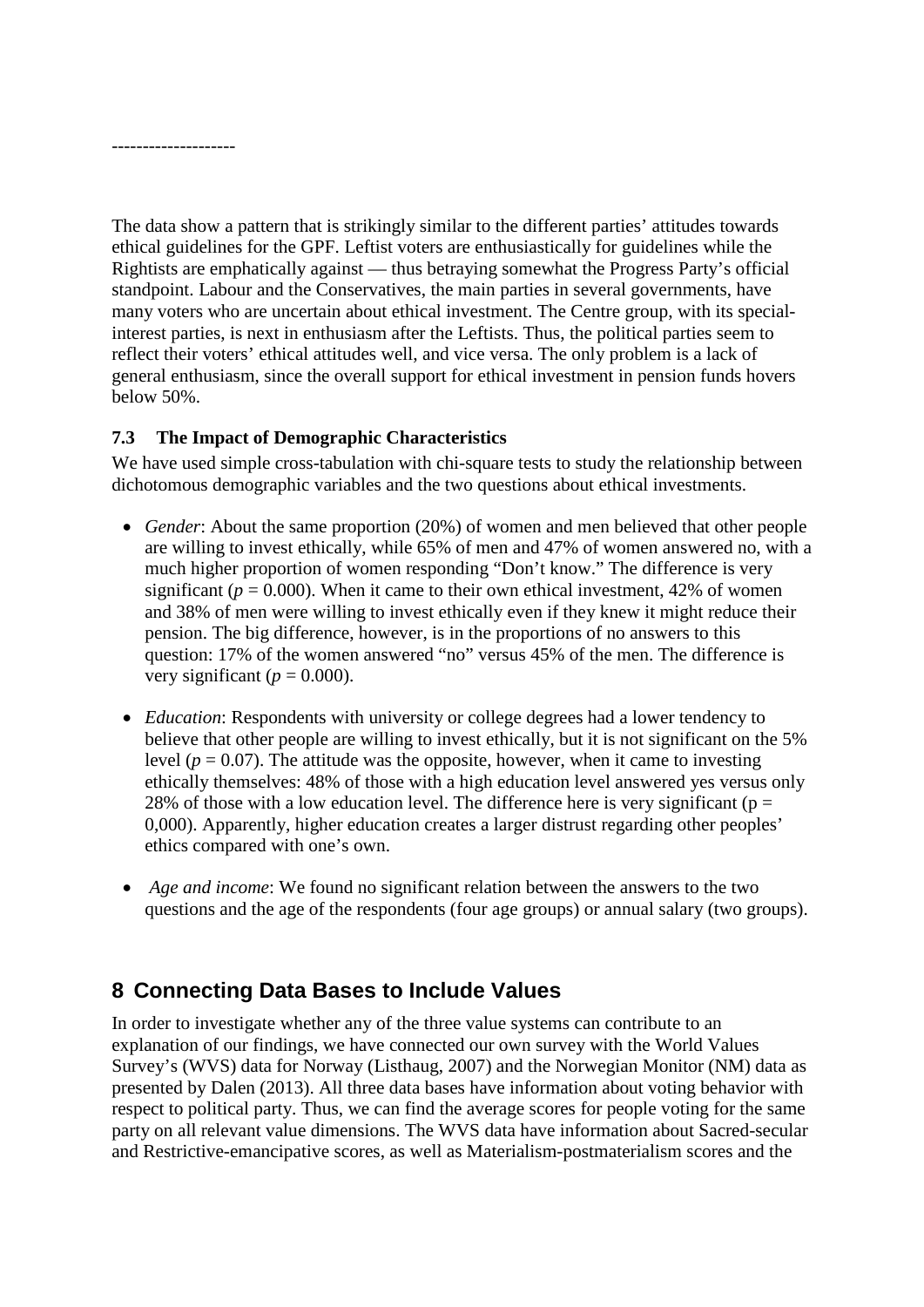--------------------

The data show a pattern that is strikingly similar to the different parties' attitudes towards ethical guidelines for the GPF. Leftist voters are enthusiastically for guidelines while the Rightists are emphatically against — thus betraying somewhat the Progress Party's official standpoint. Labour and the Conservatives, the main parties in several governments, have many voters who are uncertain about ethical investment. The Centre group, with its special-interest parties, is next in enthusiasm after the Leftists. Thus, the political parties seem to reflect their voters' ethical attitudes well, and vice versa. The only problem is a lack of general enthusiasm, since the overall support for ethical investment in pension funds hovers below 50%.

### 7.3 The Impact of Demographic Characteristics

We have used simple cross-tabulation with chi-square tests to study the relationship between dichotomous demographic variables and the two questions about ethical investments.

- *Gender*: About the same proportion (20%) of women and men believed that other people are willing to invest ethically, while 65% of men and 47% of women answered no, with a much higher proportion of women responding "Don't know." The difference is very significant ($p = 0.000$). When it came to their own ethical investment, 42% of women and 38% of men were willing to invest ethically even if they knew it might reduce their pension. The big difference, however, is in the proportions of no answers to this question: 17% of the women answered "no" versus 45% of the men. The difference is very significant ($p = 0.000$).

- *Education*: Respondents with university or college degrees had a lower tendency to believe that other people are willing to invest ethically, but it is not significant on the 5% level ($p = 0.07$). The attitude was the opposite, however, when it came to investing ethically themselves: 48% of those with a high education level answered yes versus only 28% of those with a low education level. The difference here is very significant ($p = 0,000$). Apparently, higher education creates a larger distrust regarding other peoples' ethics compared with one's own.

- *Age and income*: We found no significant relation between the answers to the two questions and the age of the respondents (four age groups) or annual salary (two groups).

## 8 Connecting Data Bases to Include Values

In order to investigate whether any of the three value systems can contribute to an explanation of our findings, we have connected our own survey with the World Values Survey's (WVS) data for Norway (Listhaug, 2007) and the Norwegian Monitor (NM) data as presented by Dalen (2013). All three data bases have information about voting behavior with respect to political party. Thus, we can find the average scores for people voting for the same party on all relevant value dimensions. The WVS data have information about Sacred-secular and Restrictive-emancipative scores, as well as Materialism-postmaterialism scores and the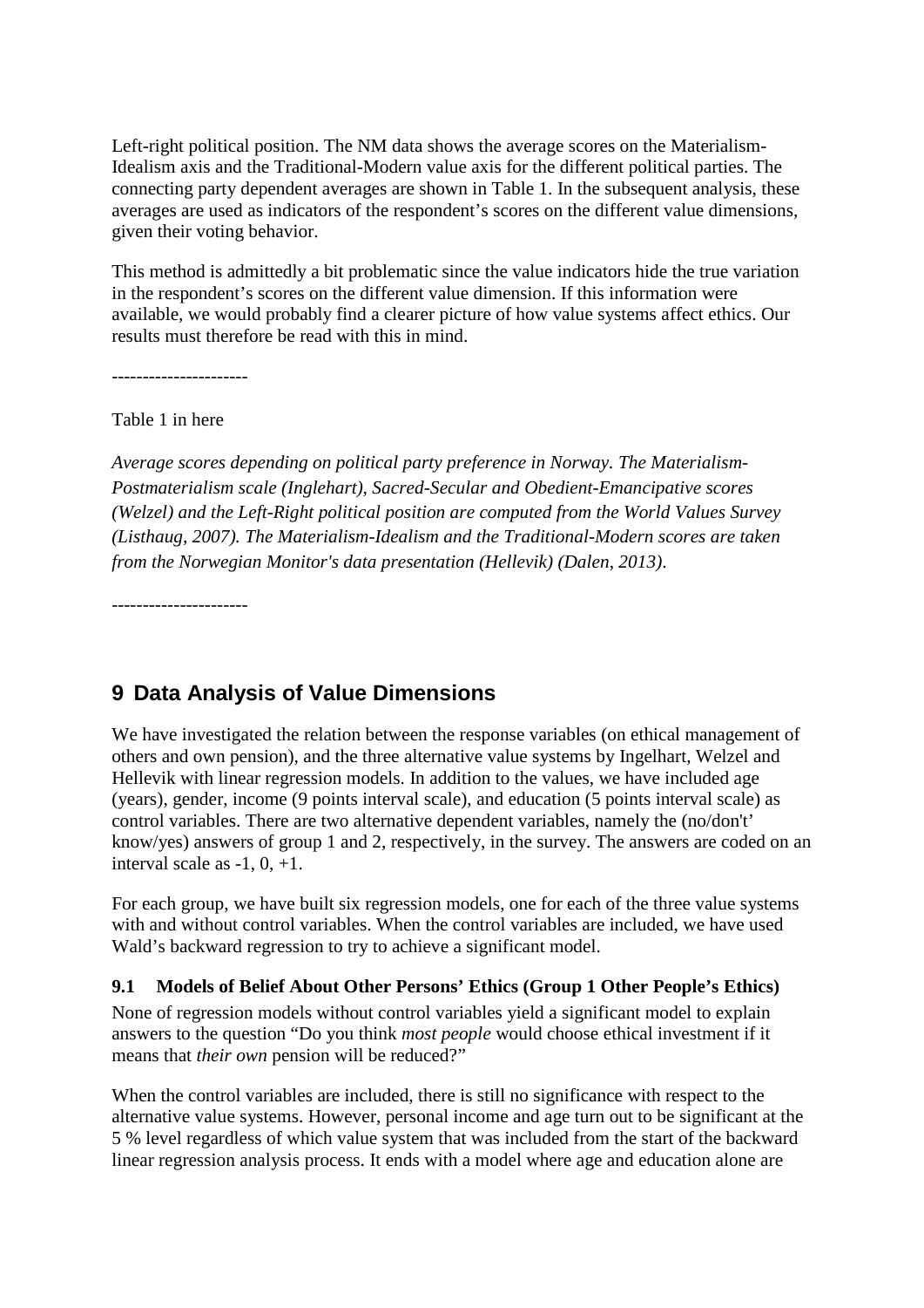Left-right political position. The NM data shows the average scores on the Materialism-Idealism axis and the Traditional-Modern value axis for the different political parties. The connecting party dependent averages are shown in Table 1. In the subsequent analysis, these averages are used as indicators of the respondent's scores on the different value dimensions, given their voting behavior.

This method is admittedly a bit problematic since the value indicators hide the true variation in the respondent's scores on the different value dimension. If this information were available, we would probably find a clearer picture of how value systems affect ethics. Our results must therefore be read with this in mind.

----------------------

Table 1 in here

*Average scores depending on political party preference in Norway. The Materialism-Postmaterialism scale (Inglehart), Sacred-Secular and Obedient-Emancipative scores (Welzel) and the Left-Right political position are computed from the World Values Survey (Listhaug, 2007). The Materialism-Idealism and the Traditional-Modern scores are taken from the Norwegian Monitor's data presentation (Hellevik) (Dalen, 2013).*

----------------------

# 9 Data Analysis of Value Dimensions

We have investigated the relation between the response variables (on ethical management of others and own pension), and the three alternative value systems by Ingelhart, Welzel and Hellevik with linear regression models. In addition to the values, we have included age (years), gender, income (9 points interval scale), and education (5 points interval scale) as control variables. There are two alternative dependent variables, namely the (no/don't' know/yes) answers of group 1 and 2, respectively, in the survey. The answers are coded on an interval scale as -1, 0, +1.

For each group, we have built six regression models, one for each of the three value systems with and without control variables. When the control variables are included, we have used Wald's backward regression to try to achieve a significant model.

## 9.1 Models of Belief About Other Persons' Ethics (Group 1 Other People's Ethics)

None of regression models without control variables yield a significant model to explain answers to the question "Do you think *most people* would choose ethical investment if it means that *their own* pension will be reduced?"

When the control variables are included, there is still no significance with respect to the alternative value systems. However, personal income and age turn out to be significant at the 5 % level regardless of which value system that was included from the start of the backward linear regression analysis process. It ends with a model where age and education alone are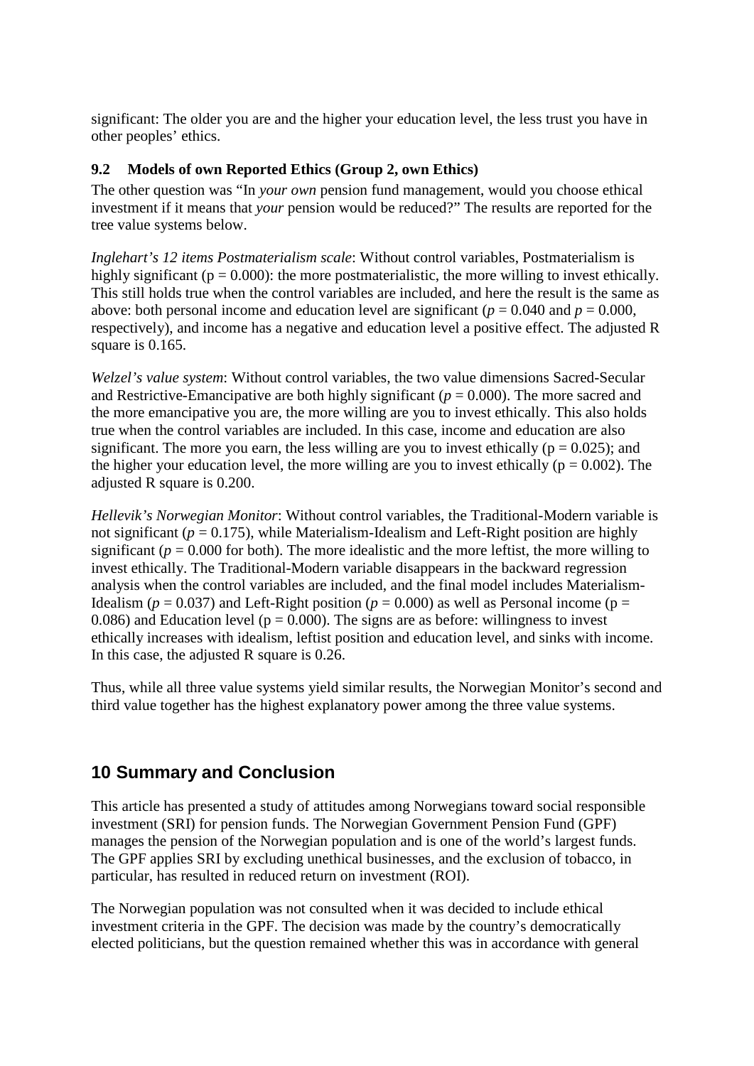significant: The older you are and the higher your education level, the less trust you have in other peoples' ethics.

### 9.2 Models of own Reported Ethics (Group 2, own Ethics)

The other question was "In *your own* pension fund management, would you choose ethical investment if it means that *your* pension would be reduced?" The results are reported for the tree value systems below.

*Inglehart's 12 items Postmaterialism scale*: Without control variables, Postmaterialism is highly significant ($p = 0.000$): the more postmaterialistic, the more willing to invest ethically. This still holds true when the control variables are included, and here the result is the same as above: both personal income and education level are significant ($p = 0.040$ and $p = 0.000$, respectively), and income has a negative and education level a positive effect. The adjusted R square is 0.165.

*Welzel's value system*: Without control variables, the two value dimensions Sacred-Secular and Restrictive-Emancipative are both highly significant ($p = 0.000$). The more sacred and the more emancipative you are, the more willing are you to invest ethically. This also holds true when the control variables are included. In this case, income and education are also significant. The more you earn, the less willing are you to invest ethically ($p = 0.025$); and the higher your education level, the more willing are you to invest ethically ($p = 0.002$). The adjusted R square is 0.200.

*Hellevik's Norwegian Monitor*: Without control variables, the Traditional-Modern variable is not significant ($p = 0.175$), while Materialism-Idealism and Left-Right position are highly significant ($p = 0.000$ for both). The more idealistic and the more leftist, the more willing to invest ethically. The Traditional-Modern variable disappears in the backward regression analysis when the control variables are included, and the final model includes Materialism-Idealism ($p = 0.037$) and Left-Right position ($p = 0.000$) as well as Personal income ($p = 0.086$) and Education level ($p = 0.000$). The signs are as before: willingness to invest ethically increases with idealism, leftist position and education level, and sinks with income. In this case, the adjusted R square is 0.26.

Thus, while all three value systems yield similar results, the Norwegian Monitor's second and third value together has the highest explanatory power among the three value systems.

## 10 Summary and Conclusion

This article has presented a study of attitudes among Norwegians toward social responsible investment (SRI) for pension funds. The Norwegian Government Pension Fund (GPF) manages the pension of the Norwegian population and is one of the world's largest funds. The GPF applies SRI by excluding unethical businesses, and the exclusion of tobacco, in particular, has resulted in reduced return on investment (ROI).

The Norwegian population was not consulted when it was decided to include ethical investment criteria in the GPF. The decision was made by the country's democratically elected politicians, but the question remained whether this was in accordance with general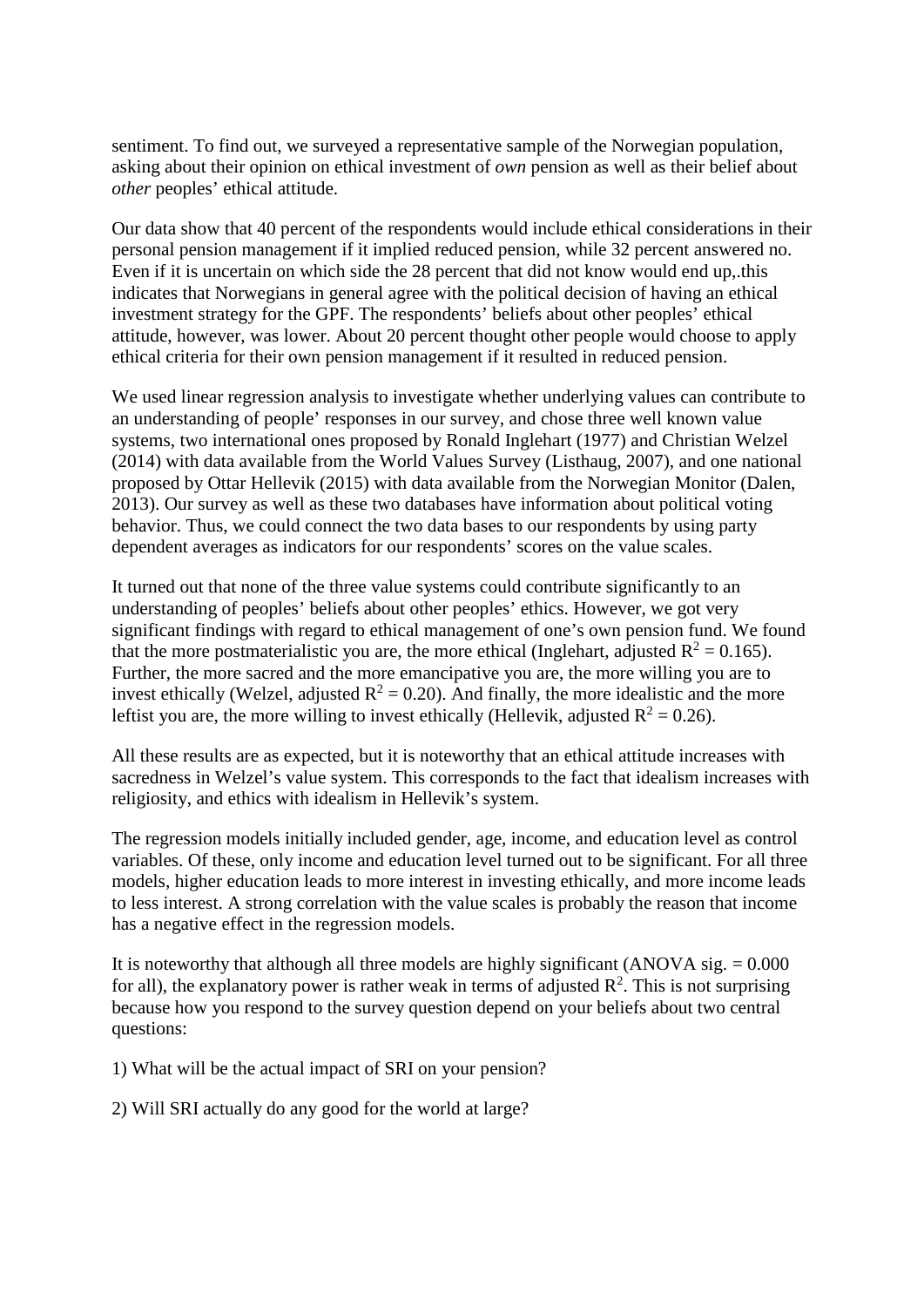sentiment. To find out, we surveyed a representative sample of the Norwegian population, asking about their opinion on ethical investment of *own* pension as well as their belief about *other* peoples' ethical attitude.

Our data show that 40 percent of the respondents would include ethical considerations in their personal pension management if it implied reduced pension, while 32 percent answered no. Even if it is uncertain on which side the 28 percent that did not know would end up,.this indicates that Norwegians in general agree with the political decision of having an ethical investment strategy for the GPF. The respondents' beliefs about other peoples' ethical attitude, however, was lower. About 20 percent thought other people would choose to apply ethical criteria for their own pension management if it resulted in reduced pension.

We used linear regression analysis to investigate whether underlying values can contribute to an understanding of people' responses in our survey, and chose three well known value systems, two international ones proposed by Ronald Inglehart (1977) and Christian Welzel (2014) with data available from the World Values Survey (Listhaug, 2007), and one national proposed by Ottar Hellevik (2015) with data available from the Norwegian Monitor (Dalen, 2013). Our survey as well as these two databases have information about political voting behavior. Thus, we could connect the two data bases to our respondents by using party dependent averages as indicators for our respondents' scores on the value scales.

It turned out that none of the three value systems could contribute significantly to an understanding of peoples' beliefs about other peoples' ethics. However, we got very significant findings with regard to ethical management of one's own pension fund. We found that the more postmaterialistic you are, the more ethical (Inglehart, adjusted $R^2 = 0.165$). Further, the more sacred and the more emancipative you are, the more willing you are to invest ethically (Welzel, adjusted $R^2 = 0.20$). And finally, the more idealistic and the more leftist you are, the more willing to invest ethically (Hellevik, adjusted $R^2 = 0.26$).

All these results are as expected, but it is noteworthy that an ethical attitude increases with sacredness in Welzel's value system. This corresponds to the fact that idealism increases with religiosity, and ethics with idealism in Hellevik's system.

The regression models initially included gender, age, income, and education level as control variables. Of these, only income and education level turned out to be significant. For all three models, higher education leads to more interest in investing ethically, and more income leads to less interest. A strong correlation with the value scales is probably the reason that income has a negative effect in the regression models.

It is noteworthy that although all three models are highly significant (ANOVA sig. = 0.000 for all), the explanatory power is rather weak in terms of adjusted $R^2$. This is not surprising because how you respond to the survey question depend on your beliefs about two central questions:

1) What will be the actual impact of SRI on your pension?

2) Will SRI actually do any good for the world at large?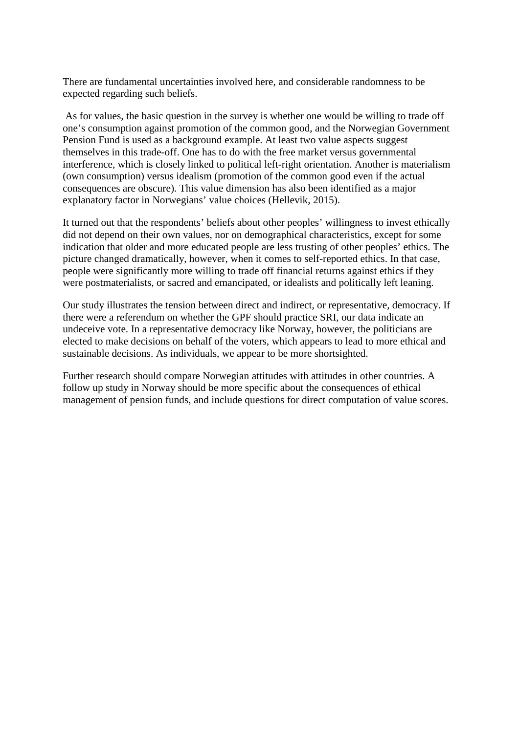There are fundamental uncertainties involved here, and considerable randomness to be expected regarding such beliefs.

As for values, the basic question in the survey is whether one would be willing to trade off one's consumption against promotion of the common good, and the Norwegian Government Pension Fund is used as a background example. At least two value aspects suggest themselves in this trade-off. One has to do with the free market versus governmental interference, which is closely linked to political left-right orientation. Another is materialism (own consumption) versus idealism (promotion of the common good even if the actual consequences are obscure). This value dimension has also been identified as a major explanatory factor in Norwegians' value choices (Hellevik, 2015).

It turned out that the respondents' beliefs about other peoples' willingness to invest ethically did not depend on their own values, nor on demographical characteristics, except for some indication that older and more educated people are less trusting of other peoples' ethics. The picture changed dramatically, however, when it comes to self-reported ethics. In that case, people were significantly more willing to trade off financial returns against ethics if they were postmaterialists, or sacred and emancipated, or idealists and politically left leaning.

Our study illustrates the tension between direct and indirect, or representative, democracy. If there were a referendum on whether the GPF should practice SRI, our data indicate an undeceive vote. In a representative democracy like Norway, however, the politicians are elected to make decisions on behalf of the voters, which appears to lead to more ethical and sustainable decisions. As individuals, we appear to be more shortsighted.

Further research should compare Norwegian attitudes with attitudes in other countries. A follow up study in Norway should be more specific about the consequences of ethical management of pension funds, and include questions for direct computation of value scores.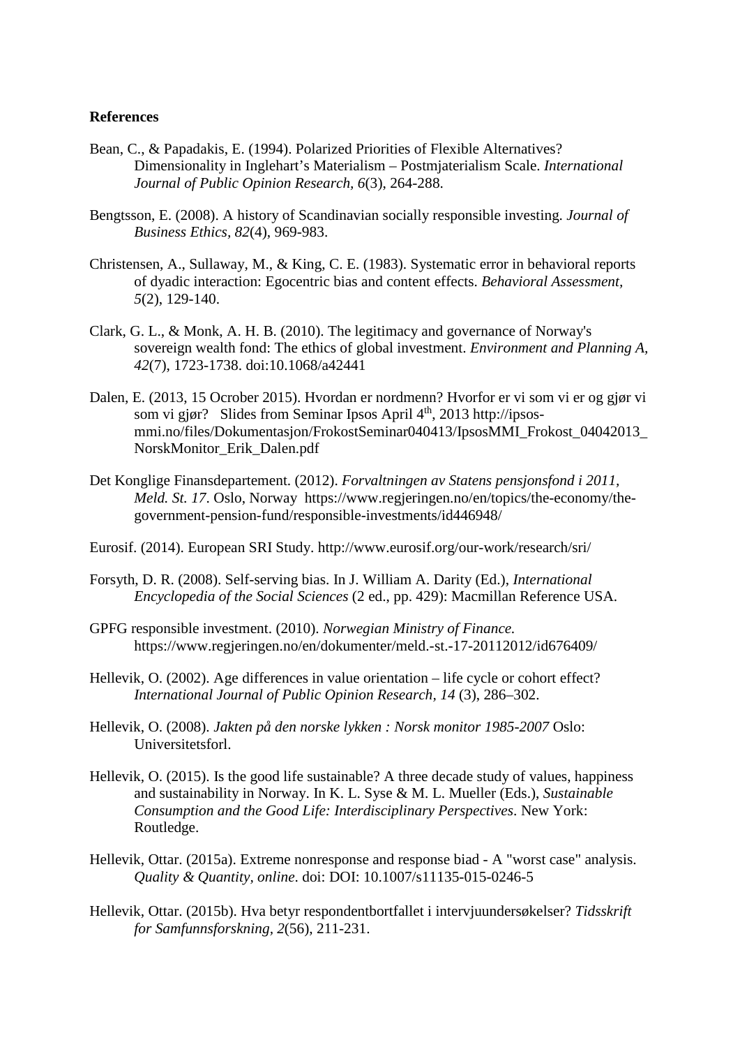**References**

Bean, C., & Papadakis, E. (1994). Polarized Priorities of Flexible Alternatives? Dimensionality in Inglehart's Materialism – Postmjaterialism Scale. *International Journal of Public Opinion Research, 6*(3), 264-288.

Bengtsson, E. (2008). A history of Scandinavian socially responsible investing. *Journal of Business Ethics, 82*(4), 969-983.

Christensen, A., Sullaway, M., & King, C. E. (1983). Systematic error in behavioral reports of dyadic interaction: Egocentric bias and content effects. *Behavioral Assessment, 5*(2), 129-140.

Clark, G. L., & Monk, A. H. B. (2010). The legitimacy and governance of Norway's sovereign wealth fond: The ethics of global investment. *Environment and Planning A, 42*(7), 1723-1738. doi:10.1068/a42441

Dalen, E. (2013, 15 Ocrober 2015). Hvordan er nordmenn? Hvorfor er vi som vi er og gjør vi som vi gjør? Slides from Seminar Ipsos April 4th, 2013 http://ipsos-mmi.no/files/Dokumentasjon/FrokostSeminar040413/IpsosMMI_Frokost_04042013_NorskMonitor_Erik_Dalen.pdf

Det Konglige Finansdepartement. (2012). *Forvaltningen av Statens pensjonsfond i 2011, Meld. St. 17*. Oslo, Norway https://www.regjeringen.no/en/topics/the-economy/the-government-pension-fund/responsible-investments/id446948/

Eurosif. (2014). European SRI Study. http://www.eurosif.org/our-work/research/sri/

Forsyth, D. R. (2008). Self-serving bias. In J. William A. Darity (Ed.), *International Encyclopedia of the Social Sciences* (2 ed., pp. 429): Macmillan Reference USA.

GPFG responsible investment. (2010). *Norwegian Ministry of Finance.* https://www.regjeringen.no/en/dokumenter/meld.-st.-17-20112012/id676409/

Hellevik, O. (2002). Age differences in value orientation – life cycle or cohort effect? *International Journal of Public Opinion Research, 14* (3), 286–302.

Hellevik, O. (2008). *Jakten på den norske lykken : Norsk monitor 1985-2007* Oslo: Universitetsforl.

Hellevik, O. (2015). Is the good life sustainable? A three decade study of values, happiness and sustainability in Norway. In K. L. Syse & M. L. Mueller (Eds.), *Sustainable Consumption and the Good Life: Interdisciplinary Perspectives*. New York: Routledge.

Hellevik, Ottar. (2015a). Extreme nonresponse and response biad - A "worst case" analysis. *Quality & Quantity, online*. doi: DOI: 10.1007/s11135-015-0246-5

Hellevik, Ottar. (2015b). Hva betyr respondentbortfallet i intervjuundersøkelser? *Tidsskrift for Samfunnsforskning, 2*(56), 211-231.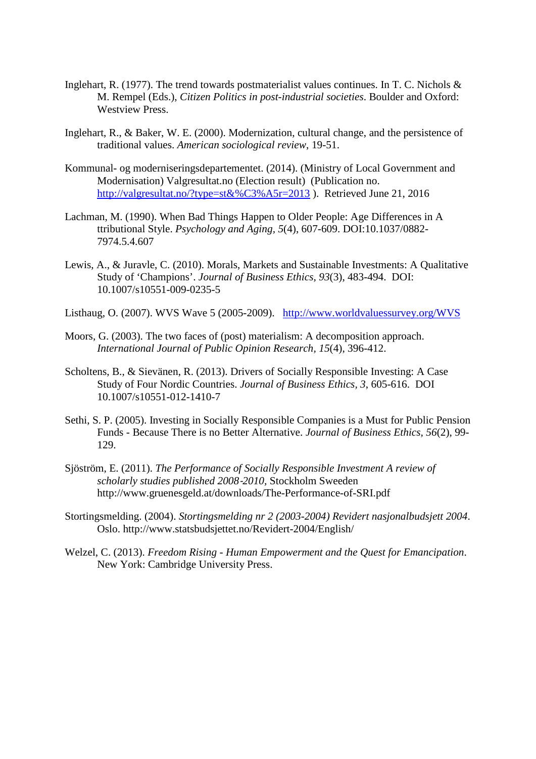Inglehart, R. (1977). The trend towards postmaterialist values continues. In T. C. Nichols & M. Rempel (Eds.), *Citizen Politics in post-industrial societies*. Boulder and Oxford: Westview Press.

Inglehart, R., & Baker, W. E. (2000). Modernization, cultural change, and the persistence of traditional values. *American sociological review*, 19-51.

Kommunal- og moderniseringsdepartementet. (2014). (Ministry of Local Government and Modernisation) Valgresultat.no (Election result) (Publication no. http://valgresultat.no/?type=st&%C3%A5r=2013 ). Retrieved June 21, 2016

Lachman, M. (1990). When Bad Things Happen to Older People: Age Differences in A ttributional Style. *Psychology and Aging, 5*(4), 607-609. DOI:10.1037/0882-7974.5.4.607

Lewis, A., & Juravle, C. (2010). Morals, Markets and Sustainable Investments: A Qualitative Study of 'Champions'. *Journal of Business Ethics, 93*(3), 483-494. DOI: 10.1007/s10551-009-0235-5

Listhaug, O. (2007). WVS Wave 5 (2005-2009). http://www.worldvaluessurvey.org/WVS

Moors, G. (2003). The two faces of (post) materialism: A decomposition approach. *International Journal of Public Opinion Research, 15*(4), 396-412.

Scholtens, B., & Sievänen, R. (2013). Drivers of Socially Responsible Investing: A Case Study of Four Nordic Countries. *Journal of Business Ethics, 3*, 605-616. DOI 10.1007/s10551-012-1410-7

Sethi, S. P. (2005). Investing in Socially Responsible Companies is a Must for Public Pension Funds - Because There is no Better Alternative. *Journal of Business Ethics, 56*(2), 99-129.

Sjöström, E. (2011). *The Performance of Socially Responsible Investment A review of scholarly studies published 2008-2010*, Stockholm Sweeden http://www.gruenesgeld.at/downloads/The-Performance-of-SRI.pdf

Stortingsmelding. (2004). *Stortingsmelding nr 2 (2003-2004) Revidert nasjonalbudsjett 2004*. Oslo. http://www.statsbudsjettet.no/Revidert-2004/English/

Welzel, C. (2013). *Freedom Rising - Human Empowerment and the Quest for Emancipation*. New York: Cambridge University Press.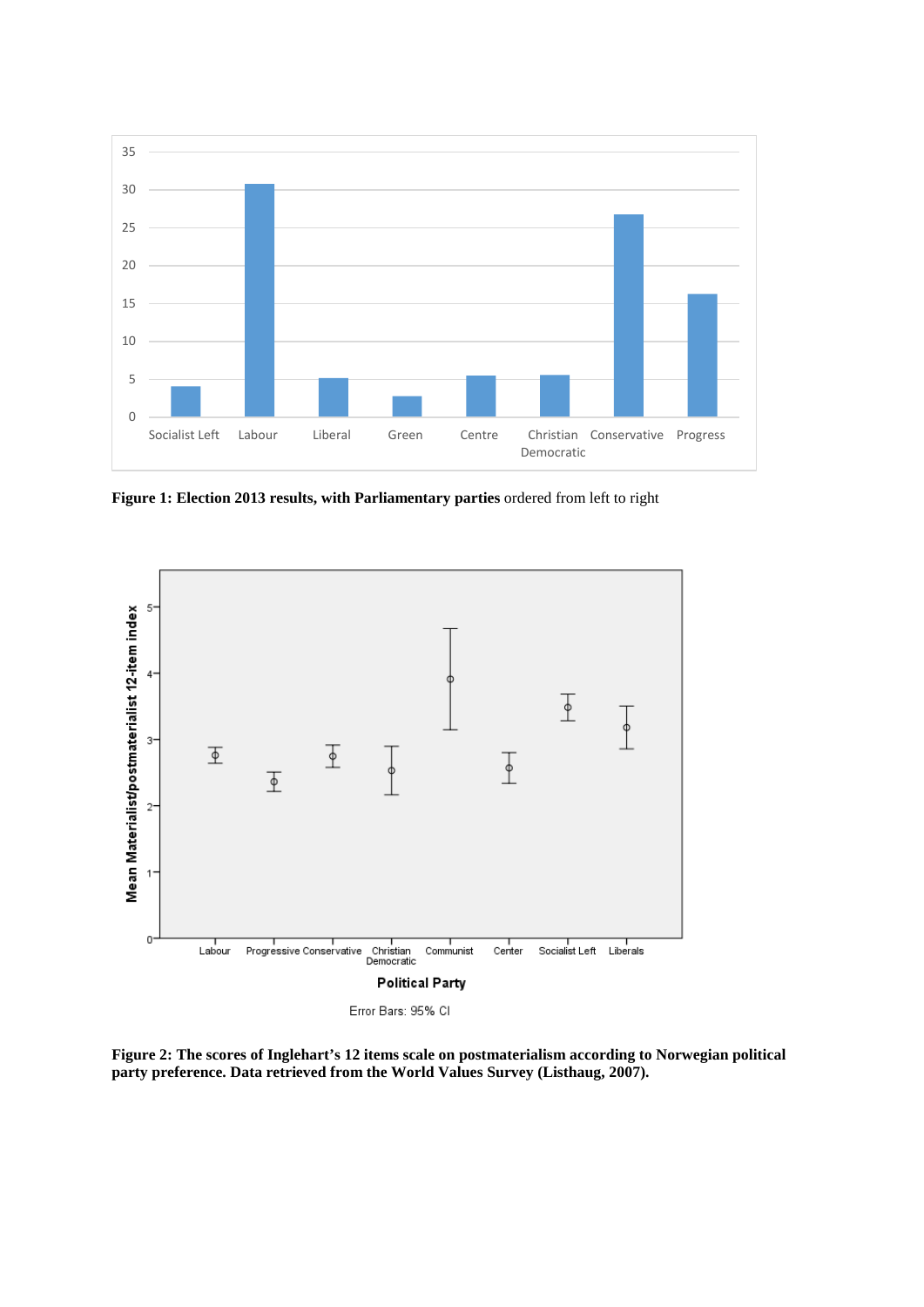35
30
25
20
15
10
5
0

Socialist Left
Labour
Liberal
Green
Centre
Christian Democratic
Conservative
Progress

**Figure 1: Election 2013 results, with Parliamentary parties** ordered from left to right

Mean Materialist/postmaterialist 12-item index

5
4
3
2
1
0

Labour
Progressive Conservative
Christian Democratic
Communist
Center
Socialist Left
Liberals

Political Party

Error Bars: 95% CI

**Figure 2: The scores of Inglehart's 12 items scale on postmaterialism according to Norwegian political party preference. Data retrieved from the World Values Survey (Listhaug, 2007).**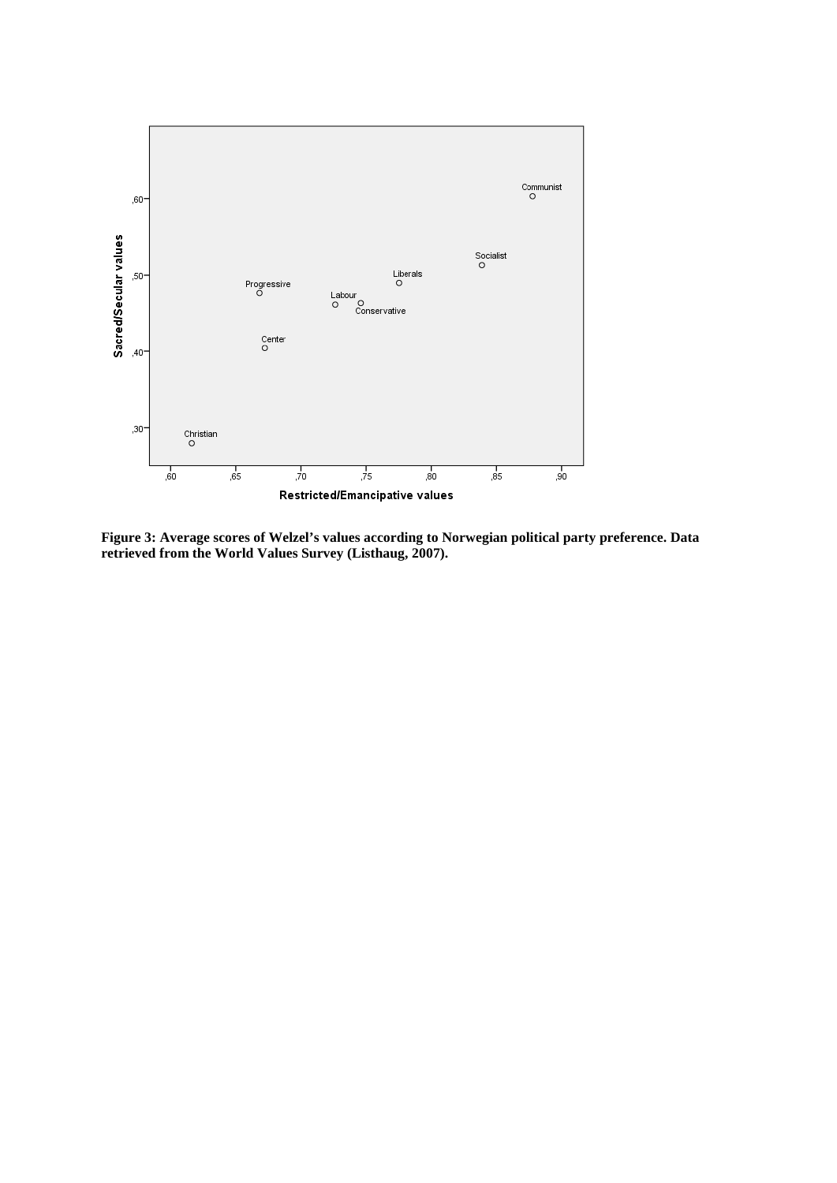**Figure 3: Average scores of Welzel's values according to Norwegian political party preference. Data retrieved from the World Values Survey (Listhaug, 2007).**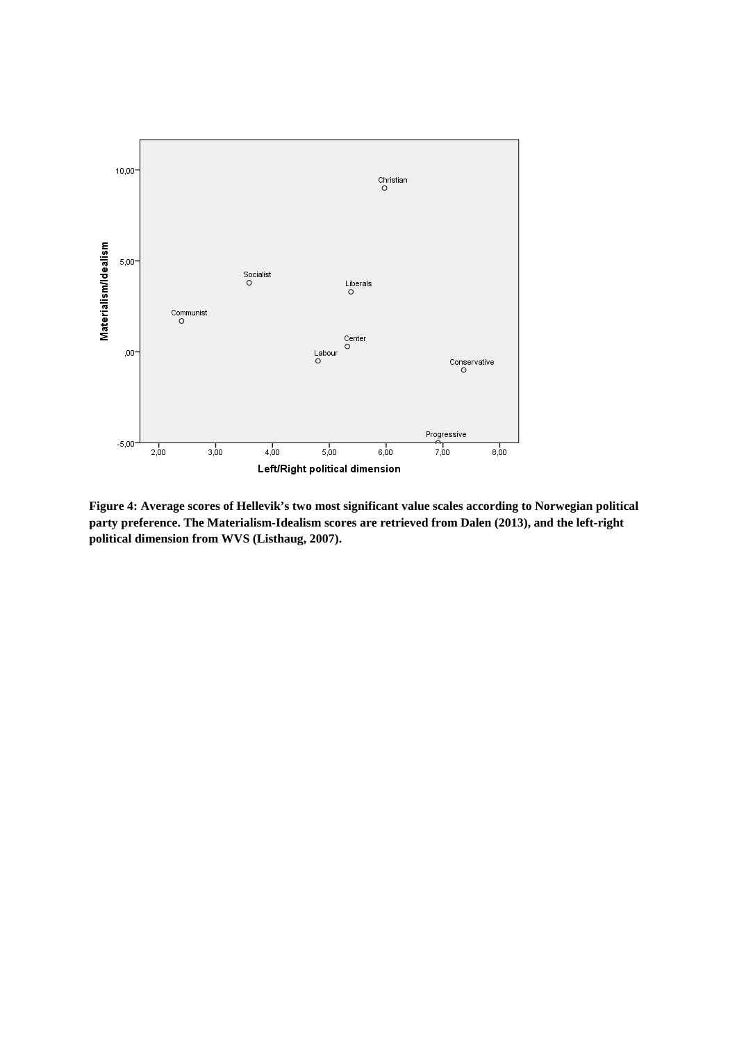**Figure 4: Average scores of Hellevik's two most significant value scales according to Norwegian political party preference. The Materialism-Idealism scores are retrieved from Dalen (2013), and the left-right political dimension from WVS (Listhaug, 2007).**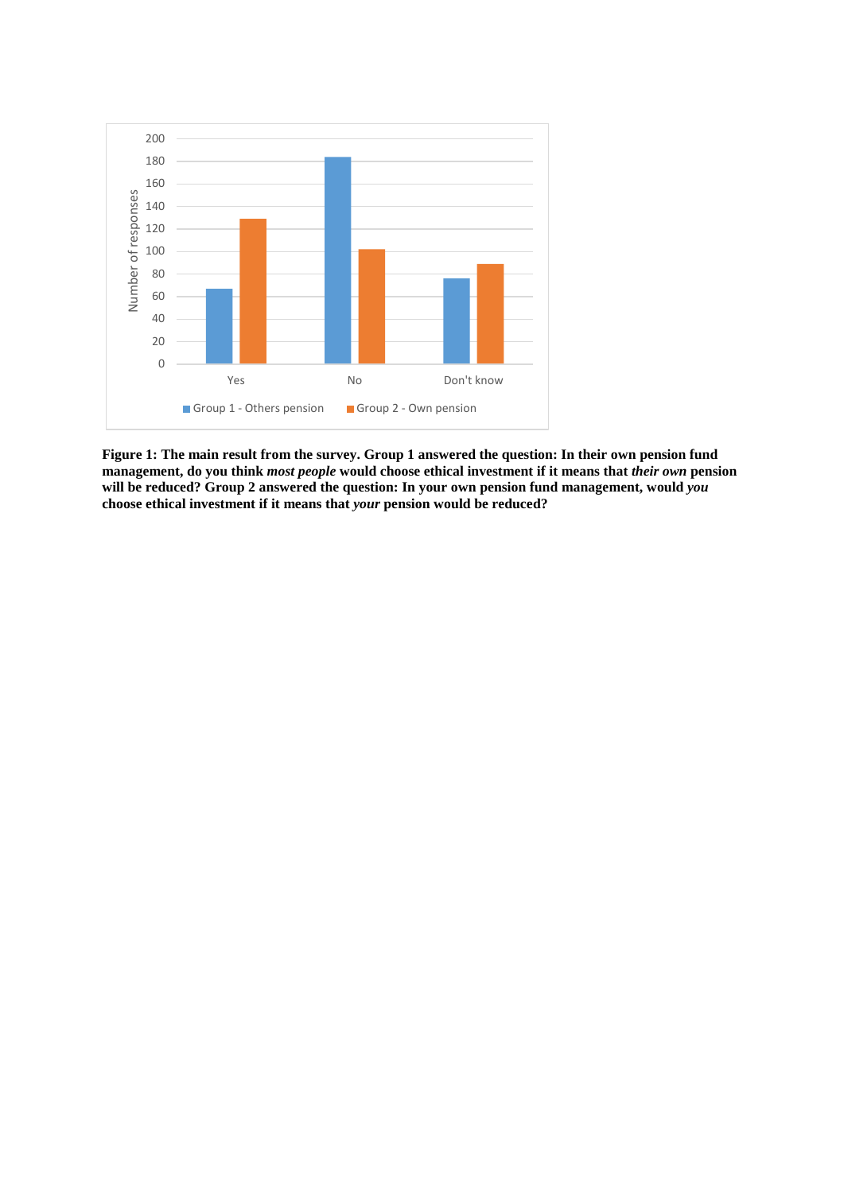200
180
160
140
120
100
80
60
40
20
0

Number of responses

Yes
No
Don't know

Group 1 - Others pension
Group 2 - Own pension

**Figure 1: The main result from the survey. Group 1 answered the question: In their own pension fund management, do you think *most people* would choose ethical investment if it means that *their own* pension will be reduced? Group 2 answered the question: In your own pension fund management, would *you* choose ethical investment if it means that *your* pension would be reduced?**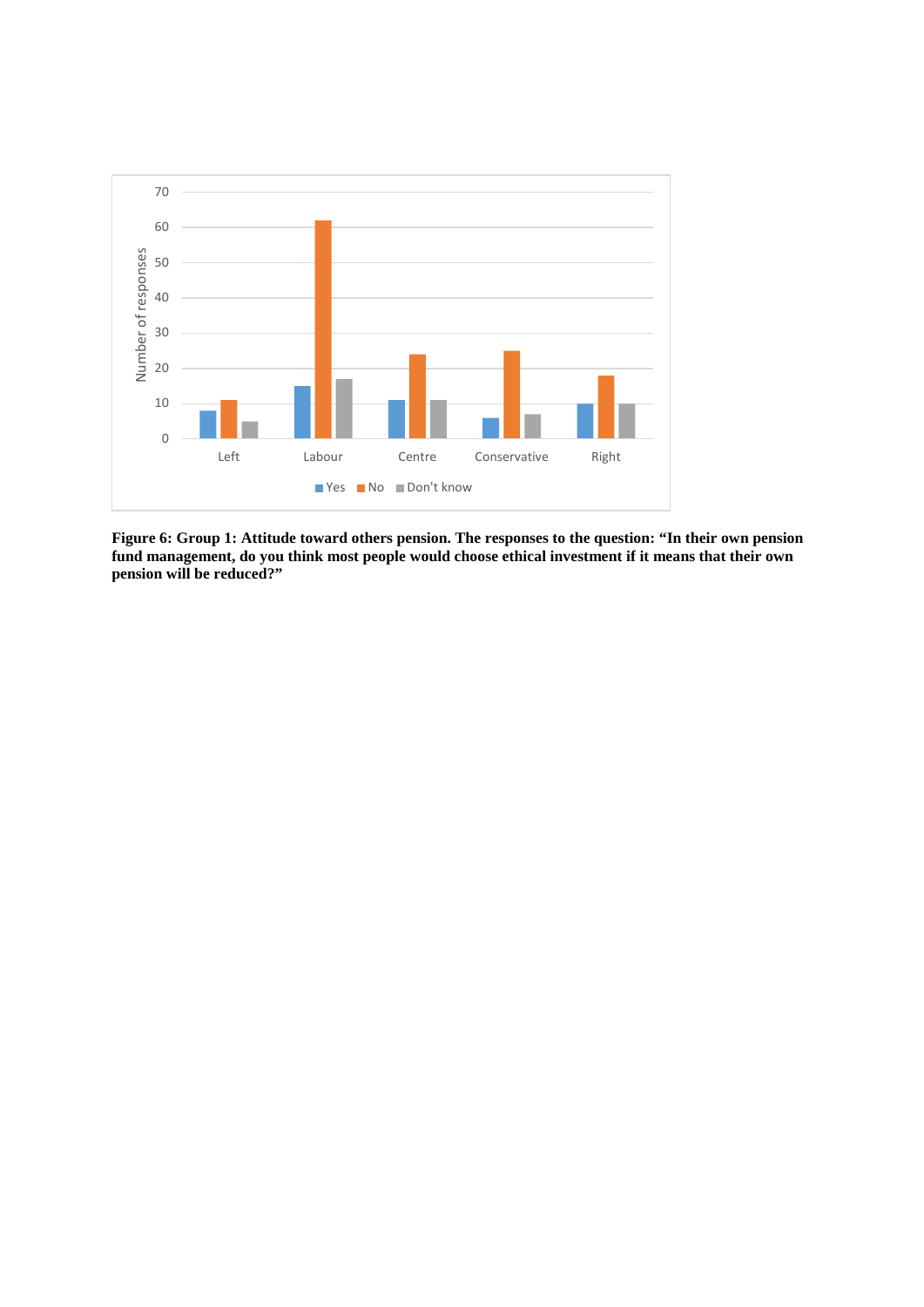70
60
50
40
30
20
10
0

Number of responses

Left
Labour
Centre
Conservative
Right

Yes
No
Don't know

**Figure 6: Group 1: Attitude toward others pension. The responses to the question: "In their own pension fund management, do you think most people would choose ethical investment if it means that their own pension will be reduced?"**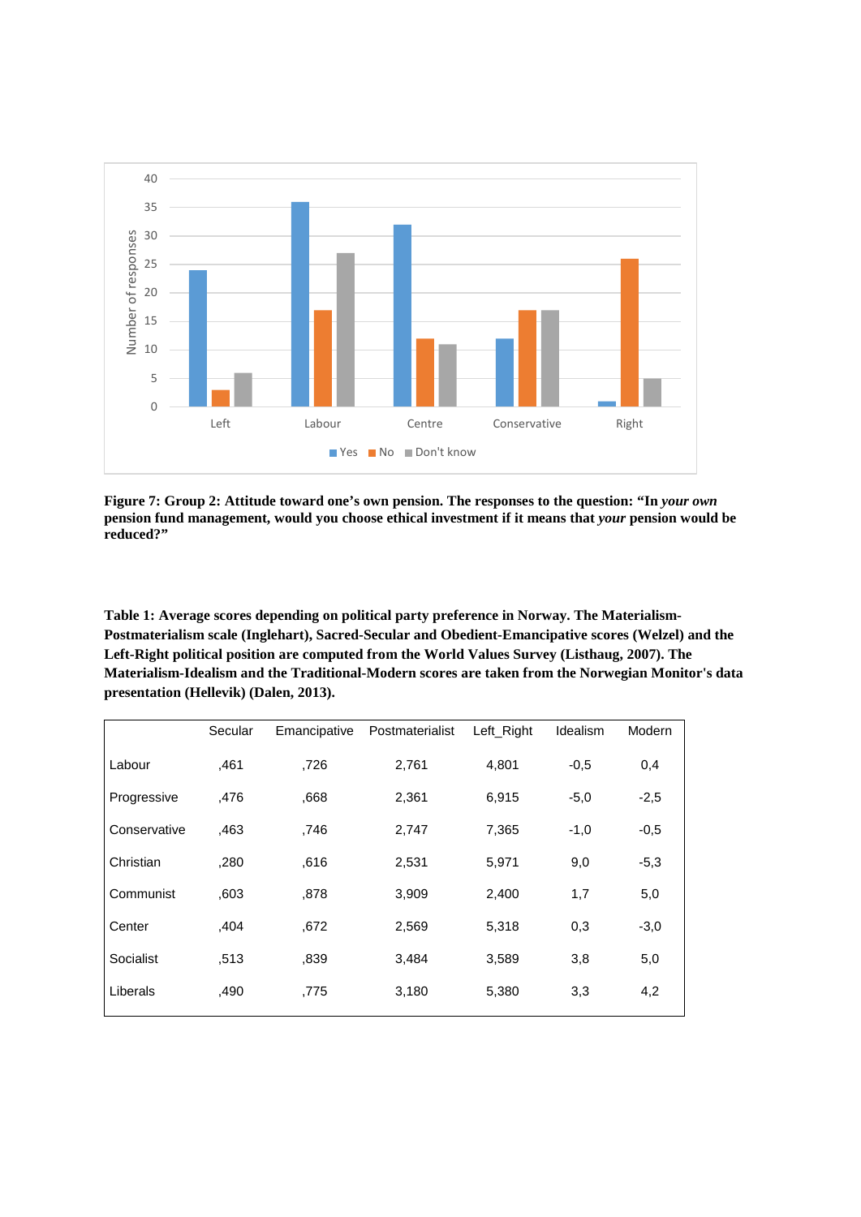40
35
30
25
20
15
10
5
0

Number of responses

Left
Labour
Centre
Conservative
Right

Yes No Don't know

**Figure 7: Group 2: Attitude toward one's own pension. The responses to the question: "In *your own* pension fund management, would you choose ethical investment if it means that *your* pension would be reduced?"**

**Table 1: Average scores depending on political party preference in Norway. The Materialism-Postmaterialism scale (Inglehart), Sacred-Secular and Obedient-Emancipative scores (Welzel) and the Left-Right political position are computed from the World Values Survey (Listhaug, 2007). The Materialism-Idealism and the Traditional-Modern scores are taken from the Norwegian Monitor's data presentation (Hellevik) (Dalen, 2013).**

| | Secular | Emancipative | Postmaterialist | Left_Right | Idealism | Modern |
|---|---|---|---|---|---|---|
| Labour | ,461 | ,726 | 2,761 | 4,801 | -0,5 | 0,4 |
| Progressive | ,476 | ,668 | 2,361 | 6,915 | -5,0 | -2,5 |
| Conservative | ,463 | ,746 | 2,747 | 7,365 | -1,0 | -0,5 |
| Christian | ,280 | ,616 | 2,531 | 5,971 | 9,0 | -5,3 |
| Communist | ,603 | ,878 | 3,909 | 2,400 | 1,7 | 5,0 |
| Center | ,404 | ,672 | 2,569 | 5,318 | 0,3 | -3,0 |
| Socialist | ,513 | ,839 | 3,484 | 3,589 | 3,8 | 5,0 |
| Liberals | ,490 | ,775 | 3,180 | 5,380 | 3,3 | 4,2 |